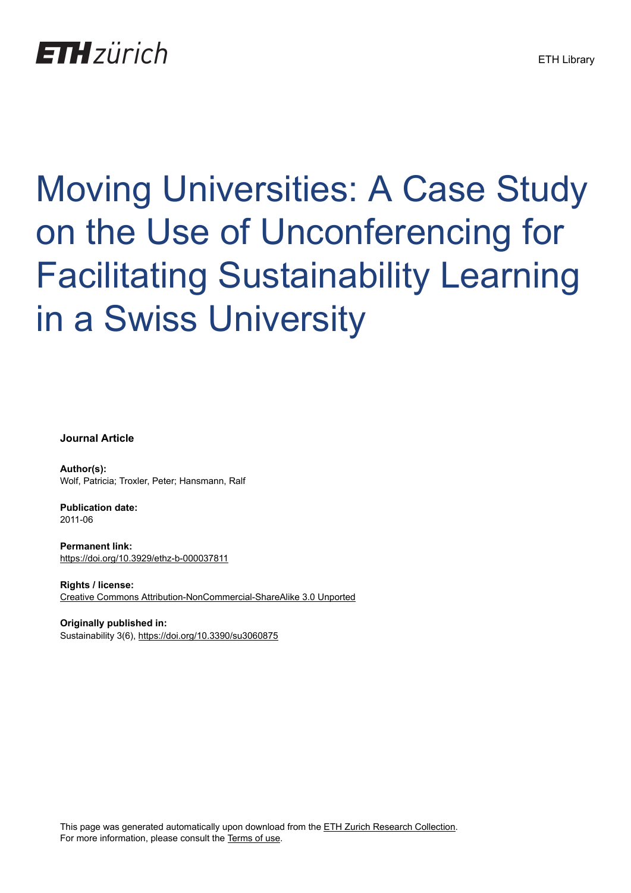ETH zürich

ETH Library

# Moving Universities: A Case Study on the Use of Unconferencing for Facilitating Sustainability Learning in a Swiss University

**Journal Article**

**Author(s):**
Wolf, Patricia; Troxler, Peter; Hansmann, Ralf

**Publication date:**
2011-06

**Permanent link:**
https://doi.org/10.3929/ethz-b-000037811

**Rights / license:**
Creative Commons Attribution-NonCommercial-ShareAlike 3.0 Unported

**Originally published in:**
Sustainability 3(6), https://doi.org/10.3390/su3060875

This page was generated automatically upon download from the ETH Zurich Research Collection.
For more information, please consult the Terms of use.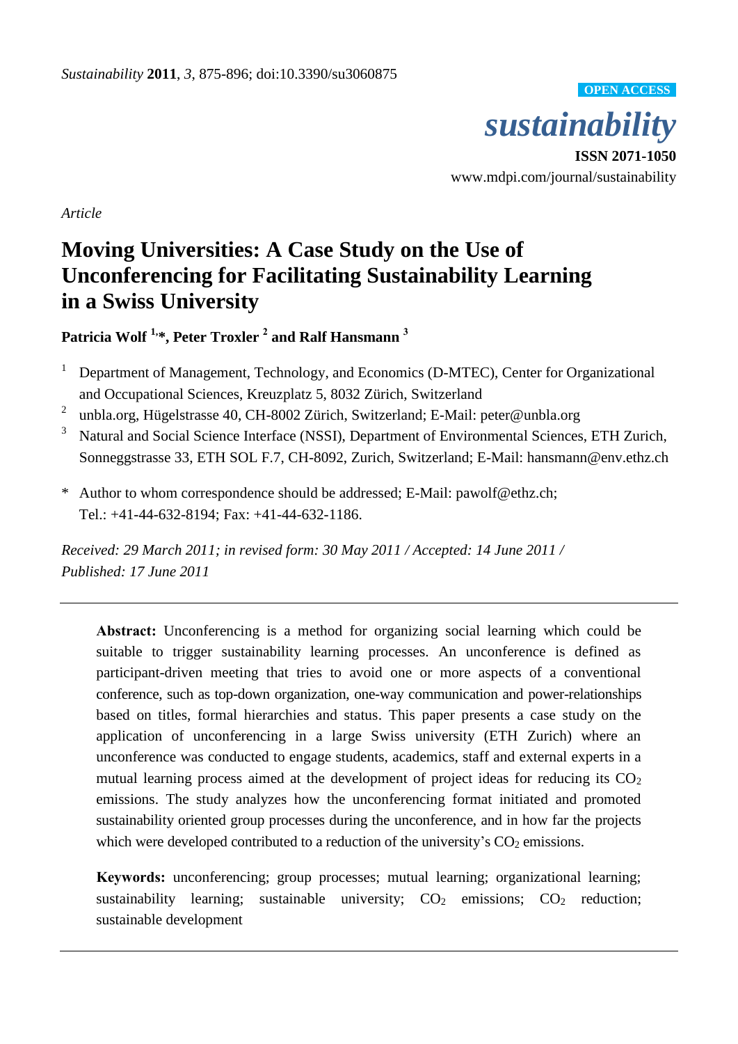*Article*

# Moving Universities: A Case Study on the Use of Unconferencing for Facilitating Sustainability Learning in a Swiss University

**Patricia Wolf [1],\*, Peter Troxler [2] and Ralf Hansmann [3]**

[1] Department of Management, Technology, and Economics (D-MTEC), Center for Organizational and Occupational Sciences, Kreuzplatz 5, 8032 Zürich, Switzerland

[2] unbla.org, Hügelstrasse 40, CH-8002 Zürich, Switzerland; E-Mail: peter@unbla.org

[3] Natural and Social Science Interface (NSSI), Department of Environmental Sciences, ETH Zurich, Sonneggstrasse 33, ETH SOL F.7, CH-8092, Zurich, Switzerland; E-Mail: hansmann@env.ethz.ch

\* Author to whom correspondence should be addressed; E-Mail: pawolf@ethz.ch; Tel.: +41-44-632-8194; Fax: +41-44-632-1186.

*Received: 29 March 2011; in revised form: 30 May 2011 / Accepted: 14 June 2011 / Published: 17 June 2011*

---

**Abstract:** Unconferencing is a method for organizing social learning which could be suitable to trigger sustainability learning processes. An unconference is defined as participant-driven meeting that tries to avoid one or more aspects of a conventional conference, such as top-down organization, one-way communication and power-relationships based on titles, formal hierarchies and status. This paper presents a case study on the application of unconferencing in a large Swiss university (ETH Zurich) where an unconference was conducted to engage students, academics, staff and external experts in a mutual learning process aimed at the development of project ideas for reducing its $CO_2$ emissions. The study analyzes how the unconferencing format initiated and promoted sustainability oriented group processes during the unconference, and in how far the projects which were developed contributed to a reduction of the university's $CO_2$ emissions.

**Keywords:** unconferencing; group processes; mutual learning; organizational learning; sustainability learning; sustainable university; $CO_2$ emissions; $CO_2$ reduction; sustainable development

---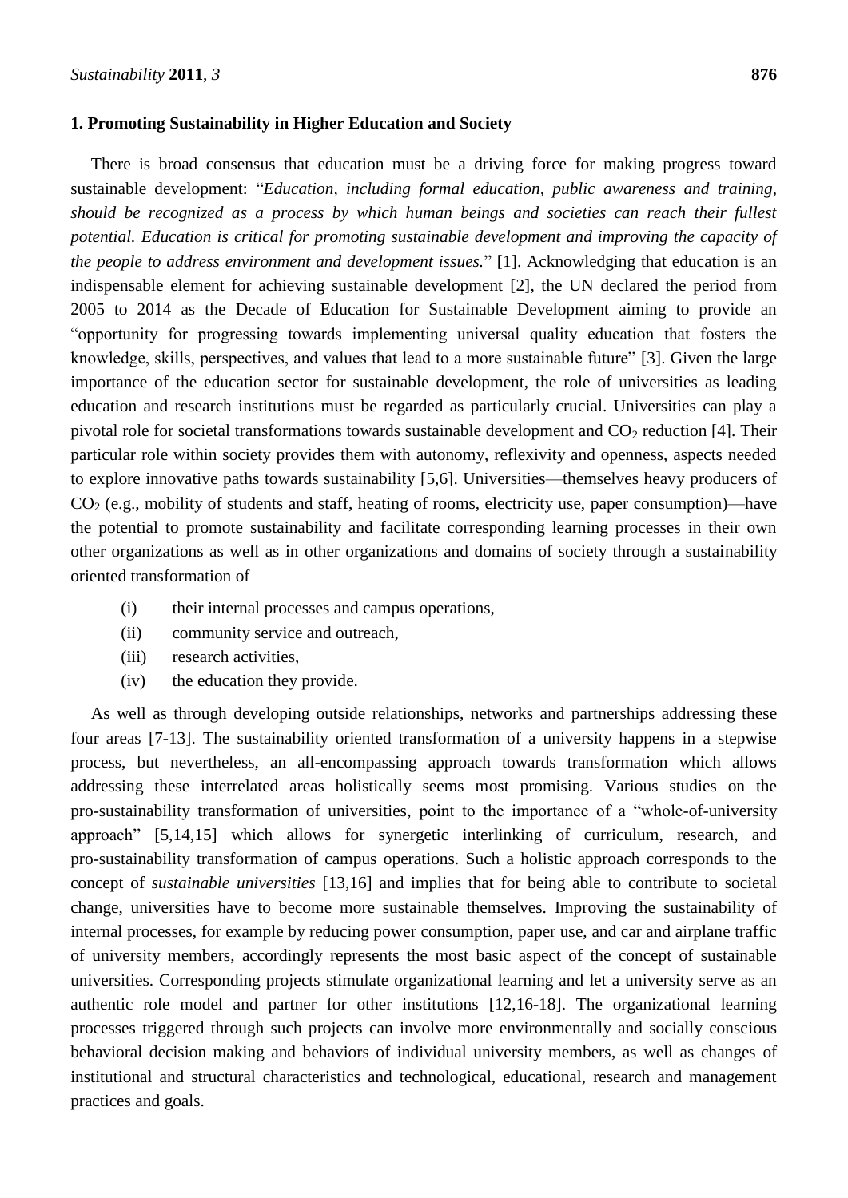## 1. Promoting Sustainability in Higher Education and Society

There is broad consensus that education must be a driving force for making progress toward sustainable development: "*Education, including formal education, public awareness and training, should be recognized as a process by which human beings and societies can reach their fullest potential. Education is critical for promoting sustainable development and improving the capacity of the people to address environment and development issues.*" [1]. Acknowledging that education is an indispensable element for achieving sustainable development [2], the UN declared the period from 2005 to 2014 as the Decade of Education for Sustainable Development aiming to provide an "opportunity for progressing towards implementing universal quality education that fosters the knowledge, skills, perspectives, and values that lead to a more sustainable future" [3]. Given the large importance of the education sector for sustainable development, the role of universities as leading education and research institutions must be regarded as particularly crucial. Universities can play a pivotal role for societal transformations towards sustainable development and $CO_2$ reduction [4]. Their particular role within society provides them with autonomy, reflexivity and openness, aspects needed to explore innovative paths towards sustainability [5,6]. Universities—themselves heavy producers of $CO_2$ (e.g., mobility of students and staff, heating of rooms, electricity use, paper consumption)—have the potential to promote sustainability and facilitate corresponding learning processes in their own other organizations as well as in other organizations and domains of society through a sustainability oriented transformation of

(i) their internal processes and campus operations,
(ii) community service and outreach,
(iii) research activities,
(iv) the education they provide.

As well as through developing outside relationships, networks and partnerships addressing these four areas [7-13]. The sustainability oriented transformation of a university happens in a stepwise process, but nevertheless, an all-encompassing approach towards transformation which allows addressing these interrelated areas holistically seems most promising. Various studies on the pro-sustainability transformation of universities, point to the importance of a "whole-of-university approach" [5,14,15] which allows for synergetic interlinking of curriculum, research, and pro-sustainability transformation of campus operations. Such a holistic approach corresponds to the concept of *sustainable universities* [13,16] and implies that for being able to contribute to societal change, universities have to become more sustainable themselves. Improving the sustainability of internal processes, for example by reducing power consumption, paper use, and car and airplane traffic of university members, accordingly represents the most basic aspect of the concept of sustainable universities. Corresponding projects stimulate organizational learning and let a university serve as an authentic role model and partner for other institutions [12,16-18]. The organizational learning processes triggered through such projects can involve more environmentally and socially conscious behavioral decision making and behaviors of individual university members, as well as changes of institutional and structural characteristics and technological, educational, research and management practices and goals.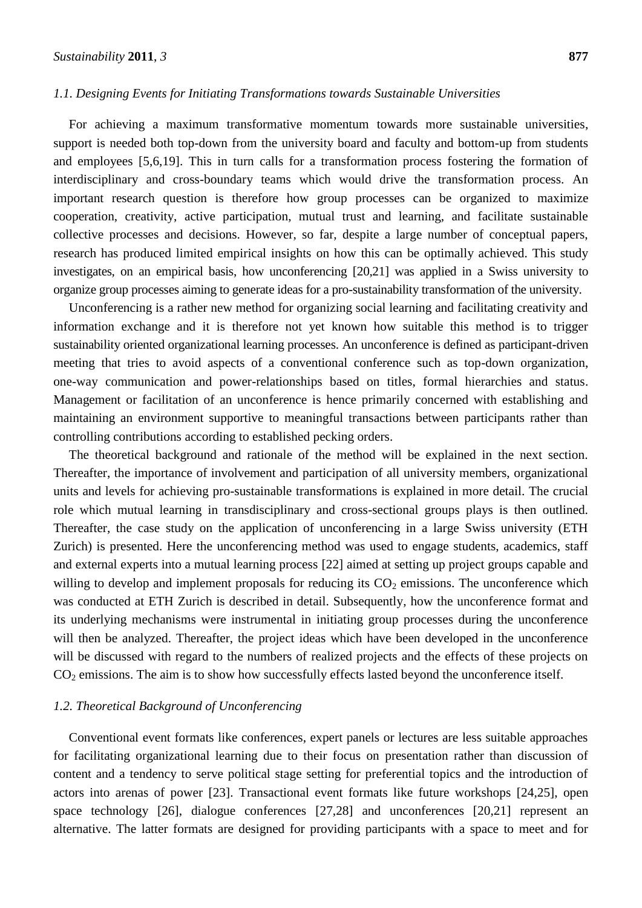### 1.1. Designing Events for Initiating Transformations towards Sustainable Universities

For achieving a maximum transformative momentum towards more sustainable universities, support is needed both top-down from the university board and faculty and bottom-up from students and employees [5,6,19]. This in turn calls for a transformation process fostering the formation of interdisciplinary and cross-boundary teams which would drive the transformation process. An important research question is therefore how group processes can be organized to maximize cooperation, creativity, active participation, mutual trust and learning, and facilitate sustainable collective processes and decisions. However, so far, despite a large number of conceptual papers, research has produced limited empirical insights on how this can be optimally achieved. This study investigates, on an empirical basis, how unconferencing [20,21] was applied in a Swiss university to organize group processes aiming to generate ideas for a pro-sustainability transformation of the university.

Unconferencing is a rather new method for organizing social learning and facilitating creativity and information exchange and it is therefore not yet known how suitable this method is to trigger sustainability oriented organizational learning processes. An unconference is defined as participant-driven meeting that tries to avoid aspects of a conventional conference such as top-down organization, one-way communication and power-relationships based on titles, formal hierarchies and status. Management or facilitation of an unconference is hence primarily concerned with establishing and maintaining an environment supportive to meaningful transactions between participants rather than controlling contributions according to established pecking orders.

The theoretical background and rationale of the method will be explained in the next section. Thereafter, the importance of involvement and participation of all university members, organizational units and levels for achieving pro-sustainable transformations is explained in more detail. The crucial role which mutual learning in transdisciplinary and cross-sectional groups plays is then outlined. Thereafter, the case study on the application of unconferencing in a large Swiss university (ETH Zurich) is presented. Here the unconferencing method was used to engage students, academics, staff and external experts into a mutual learning process [22] aimed at setting up project groups capable and willing to develop and implement proposals for reducing its $CO_2$ emissions. The unconference which was conducted at ETH Zurich is described in detail. Subsequently, how the unconference format and its underlying mechanisms were instrumental in initiating group processes during the unconference will then be analyzed. Thereafter, the project ideas which have been developed in the unconference will be discussed with regard to the numbers of realized projects and the effects of these projects on $CO_2$ emissions. The aim is to show how successfully effects lasted beyond the unconference itself.

### 1.2. Theoretical Background of Unconferencing

Conventional event formats like conferences, expert panels or lectures are less suitable approaches for facilitating organizational learning due to their focus on presentation rather than discussion of content and a tendency to serve political stage setting for preferential topics and the introduction of actors into arenas of power [23]. Transactional event formats like future workshops [24,25], open space technology [26], dialogue conferences [27,28] and unconferences [20,21] represent an alternative. The latter formats are designed for providing participants with a space to meet and for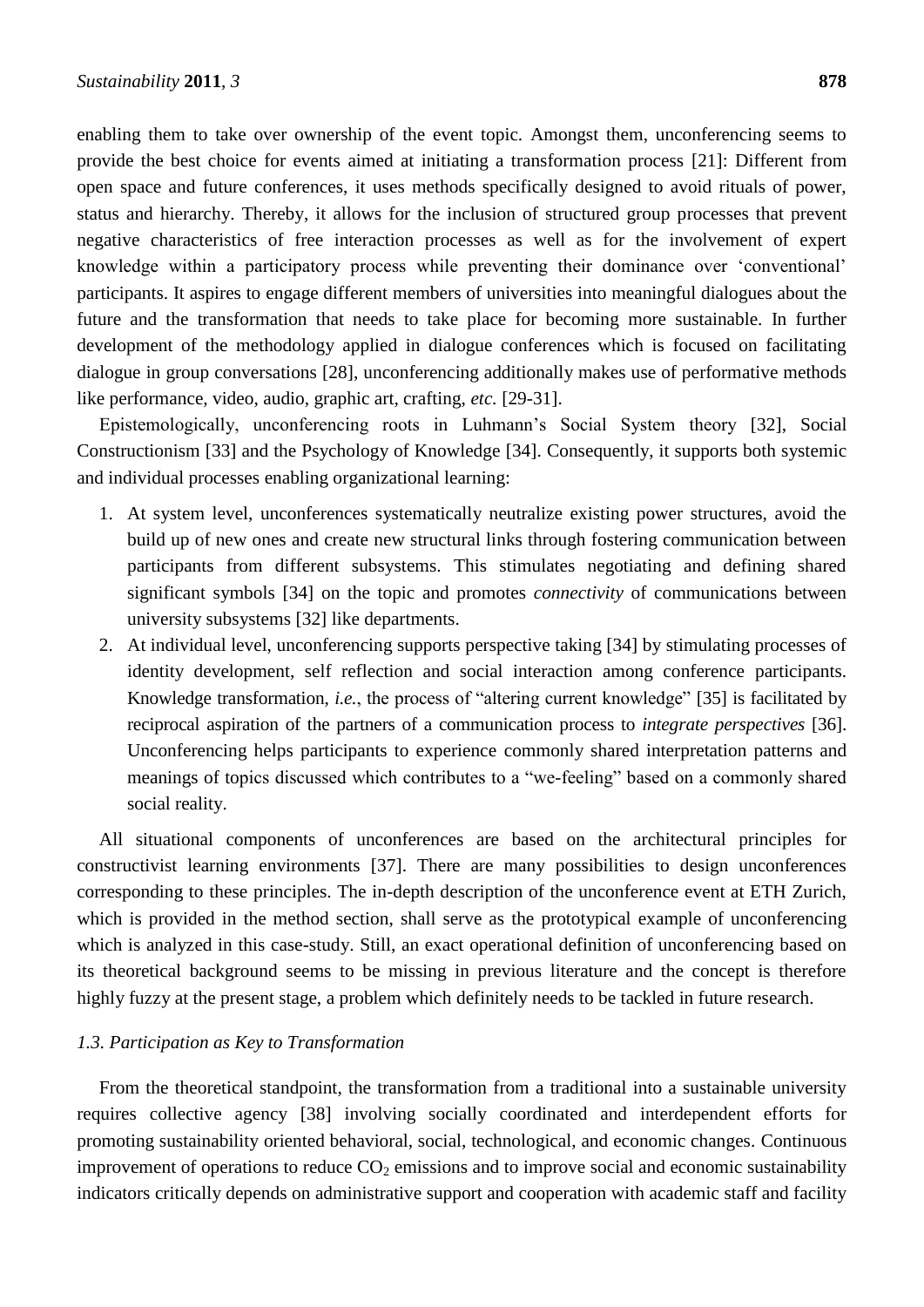enabling them to take over ownership of the event topic. Amongst them, unconferencing seems to provide the best choice for events aimed at initiating a transformation process [21]: Different from open space and future conferences, it uses methods specifically designed to avoid rituals of power, status and hierarchy. Thereby, it allows for the inclusion of structured group processes that prevent negative characteristics of free interaction processes as well as for the involvement of expert knowledge within a participatory process while preventing their dominance over 'conventional' participants. It aspires to engage different members of universities into meaningful dialogues about the future and the transformation that needs to take place for becoming more sustainable. In further development of the methodology applied in dialogue conferences which is focused on facilitating dialogue in group conversations [28], unconferencing additionally makes use of performative methods like performance, video, audio, graphic art, crafting, *etc.* [29-31].

Epistemologically, unconferencing roots in Luhmann's Social System theory [32], Social Constructionism [33] and the Psychology of Knowledge [34]. Consequently, it supports both systemic and individual processes enabling organizational learning:

1. At system level, unconferences systematically neutralize existing power structures, avoid the build up of new ones and create new structural links through fostering communication between participants from different subsystems. This stimulates negotiating and defining shared significant symbols [34] on the topic and promotes *connectivity* of communications between university subsystems [32] like departments.
2. At individual level, unconferencing supports perspective taking [34] by stimulating processes of identity development, self reflection and social interaction among conference participants. Knowledge transformation, *i.e.*, the process of "altering current knowledge" [35] is facilitated by reciprocal aspiration of the partners of a communication process to *integrate perspectives* [36]. Unconferencing helps participants to experience commonly shared interpretation patterns and meanings of topics discussed which contributes to a "we-feeling" based on a commonly shared social reality.

All situational components of unconferences are based on the architectural principles for constructivist learning environments [37]. There are many possibilities to design unconferences corresponding to these principles. The in-depth description of the unconference event at ETH Zurich, which is provided in the method section, shall serve as the prototypical example of unconferencing which is analyzed in this case-study. Still, an exact operational definition of unconferencing based on its theoretical background seems to be missing in previous literature and the concept is therefore highly fuzzy at the present stage, a problem which definitely needs to be tackled in future research.

### *1.3. Participation as Key to Transformation*

From the theoretical standpoint, the transformation from a traditional into a sustainable university requires collective agency [38] involving socially coordinated and interdependent efforts for promoting sustainability oriented behavioral, social, technological, and economic changes. Continuous improvement of operations to reduce $CO_2$ emissions and to improve social and economic sustainability indicators critically depends on administrative support and cooperation with academic staff and facility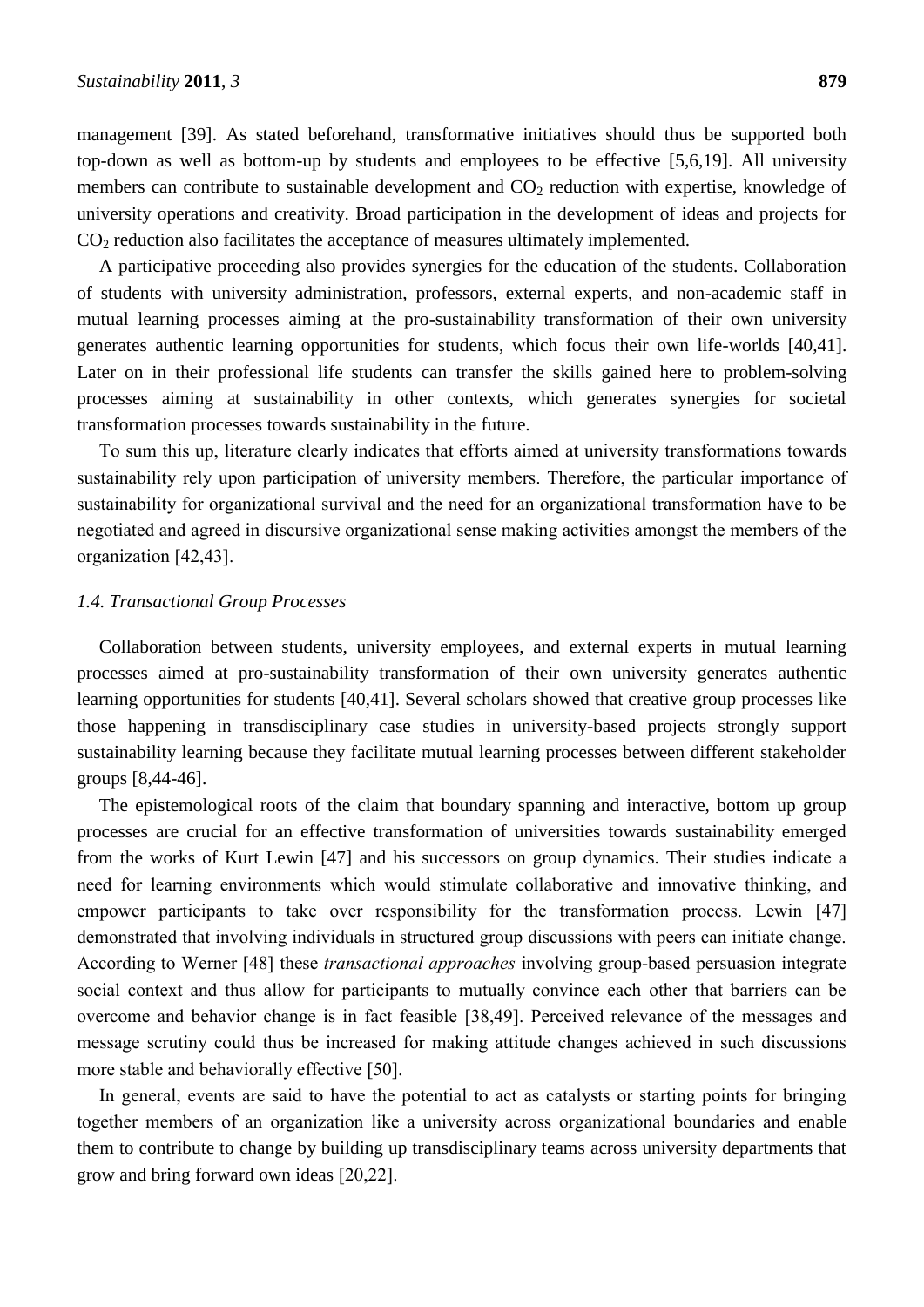management [39]. As stated beforehand, transformative initiatives should thus be supported both top-down as well as bottom-up by students and employees to be effective [5,6,19]. All university members can contribute to sustainable development and $CO_2$ reduction with expertise, knowledge of university operations and creativity. Broad participation in the development of ideas and projects for $CO_2$ reduction also facilitates the acceptance of measures ultimately implemented.

A participative proceeding also provides synergies for the education of the students. Collaboration of students with university administration, professors, external experts, and non-academic staff in mutual learning processes aiming at the pro-sustainability transformation of their own university generates authentic learning opportunities for students, which focus their own life-worlds [40,41]. Later on in their professional life students can transfer the skills gained here to problem-solving processes aiming at sustainability in other contexts, which generates synergies for societal transformation processes towards sustainability in the future.

To sum this up, literature clearly indicates that efforts aimed at university transformations towards sustainability rely upon participation of university members. Therefore, the particular importance of sustainability for organizational survival and the need for an organizational transformation have to be negotiated and agreed in discursive organizational sense making activities amongst the members of the organization [42,43].

### *1.4. Transactional Group Processes*

Collaboration between students, university employees, and external experts in mutual learning processes aimed at pro-sustainability transformation of their own university generates authentic learning opportunities for students [40,41]. Several scholars showed that creative group processes like those happening in transdisciplinary case studies in university-based projects strongly support sustainability learning because they facilitate mutual learning processes between different stakeholder groups [8,44-46].

The epistemological roots of the claim that boundary spanning and interactive, bottom up group processes are crucial for an effective transformation of universities towards sustainability emerged from the works of Kurt Lewin [47] and his successors on group dynamics. Their studies indicate a need for learning environments which would stimulate collaborative and innovative thinking, and empower participants to take over responsibility for the transformation process. Lewin [47] demonstrated that involving individuals in structured group discussions with peers can initiate change. According to Werner [48] these *transactional approaches* involving group-based persuasion integrate social context and thus allow for participants to mutually convince each other that barriers can be overcome and behavior change is in fact feasible [38,49]. Perceived relevance of the messages and message scrutiny could thus be increased for making attitude changes achieved in such discussions more stable and behaviorally effective [50].

In general, events are said to have the potential to act as catalysts or starting points for bringing together members of an organization like a university across organizational boundaries and enable them to contribute to change by building up transdisciplinary teams across university departments that grow and bring forward own ideas [20,22].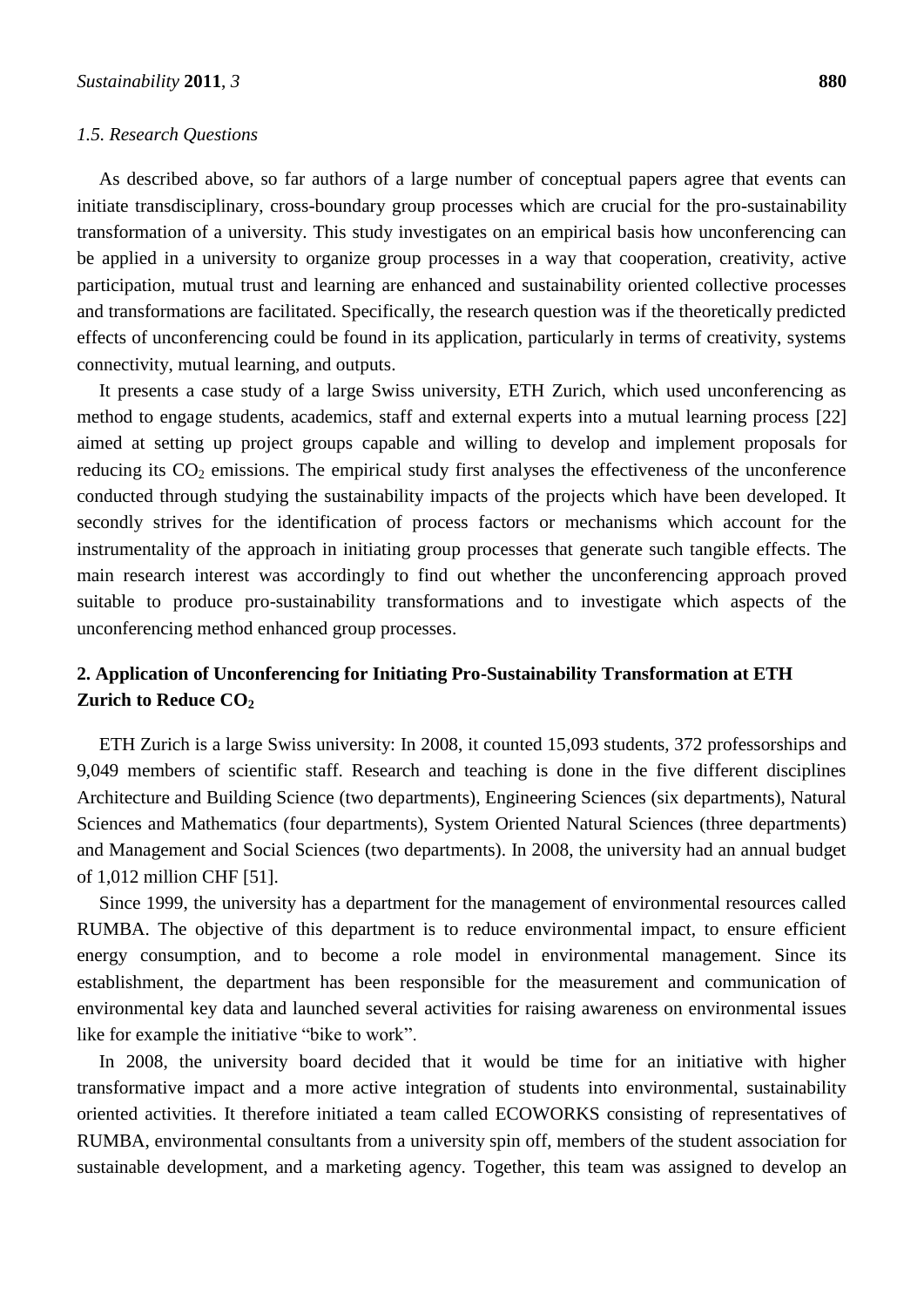### 1.5. Research Questions

As described above, so far authors of a large number of conceptual papers agree that events can initiate transdisciplinary, cross-boundary group processes which are crucial for the pro-sustainability transformation of a university. This study investigates on an empirical basis how unconferencing can be applied in a university to organize group processes in a way that cooperation, creativity, active participation, mutual trust and learning are enhanced and sustainability oriented collective processes and transformations are facilitated. Specifically, the research question was if the theoretically predicted effects of unconferencing could be found in its application, particularly in terms of creativity, systems connectivity, mutual learning, and outputs.

It presents a case study of a large Swiss university, ETH Zurich, which used unconferencing as method to engage students, academics, staff and external experts into a mutual learning process [22] aimed at setting up project groups capable and willing to develop and implement proposals for reducing its $CO_2$ emissions. The empirical study first analyses the effectiveness of the unconference conducted through studying the sustainability impacts of the projects which have been developed. It secondly strives for the identification of process factors or mechanisms which account for the instrumentality of the approach in initiating group processes that generate such tangible effects. The main research interest was accordingly to find out whether the unconferencing approach proved suitable to produce pro-sustainability transformations and to investigate which aspects of the unconferencing method enhanced group processes.

## 2. Application of Unconferencing for Initiating Pro-Sustainability Transformation at ETH Zurich to Reduce $CO_2$

ETH Zurich is a large Swiss university: In 2008, it counted 15,093 students, 372 professorships and 9,049 members of scientific staff. Research and teaching is done in the five different disciplines Architecture and Building Science (two departments), Engineering Sciences (six departments), Natural Sciences and Mathematics (four departments), System Oriented Natural Sciences (three departments) and Management and Social Sciences (two departments). In 2008, the university had an annual budget of 1,012 million CHF [51].

Since 1999, the university has a department for the management of environmental resources called RUMBA. The objective of this department is to reduce environmental impact, to ensure efficient energy consumption, and to become a role model in environmental management. Since its establishment, the department has been responsible for the measurement and communication of environmental key data and launched several activities for raising awareness on environmental issues like for example the initiative "bike to work".

In 2008, the university board decided that it would be time for an initiative with higher transformative impact and a more active integration of students into environmental, sustainability oriented activities. It therefore initiated a team called ECOWORKS consisting of representatives of RUMBA, environmental consultants from a university spin off, members of the student association for sustainable development, and a marketing agency. Together, this team was assigned to develop an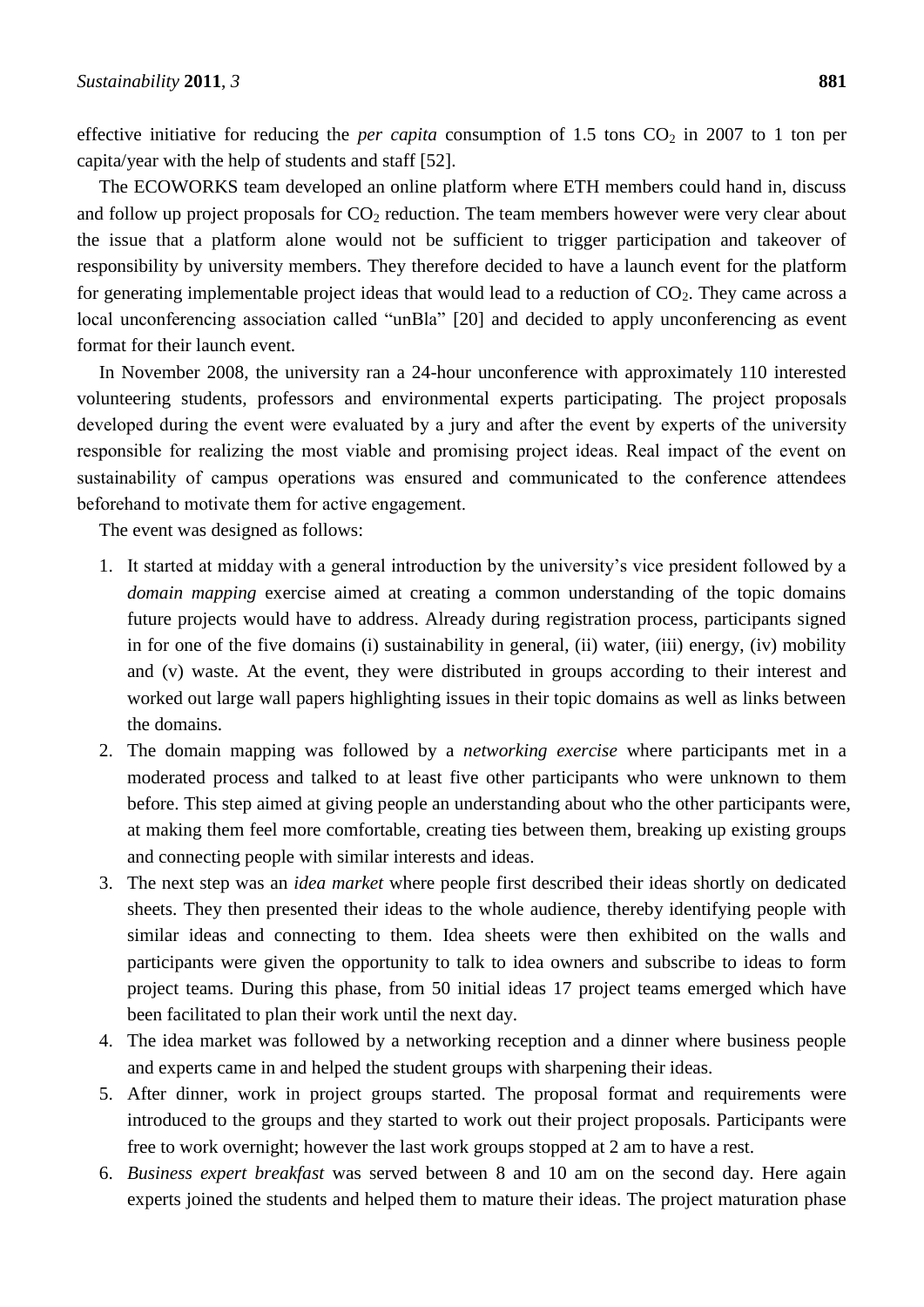effective initiative for reducing the *per capita* consumption of 1.5 tons $CO_2$ in 2007 to 1 ton per capita/year with the help of students and staff [52].

The ECOWORKS team developed an online platform where ETH members could hand in, discuss and follow up project proposals for $CO_2$ reduction. The team members however were very clear about the issue that a platform alone would not be sufficient to trigger participation and takeover of responsibility by university members. They therefore decided to have a launch event for the platform for generating implementable project ideas that would lead to a reduction of $CO_2$. They came across a local unconferencing association called "unBla" [20] and decided to apply unconferencing as event format for their launch event.

In November 2008, the university ran a 24-hour unconference with approximately 110 interested volunteering students, professors and environmental experts participating. The project proposals developed during the event were evaluated by a jury and after the event by experts of the university responsible for realizing the most viable and promising project ideas. Real impact of the event on sustainability of campus operations was ensured and communicated to the conference attendees beforehand to motivate them for active engagement.

The event was designed as follows:

1. It started at midday with a general introduction by the university's vice president followed by a *domain mapping* exercise aimed at creating a common understanding of the topic domains future projects would have to address. Already during registration process, participants signed in for one of the five domains (i) sustainability in general, (ii) water, (iii) energy, (iv) mobility and (v) waste. At the event, they were distributed in groups according to their interest and worked out large wall papers highlighting issues in their topic domains as well as links between the domains.
2. The domain mapping was followed by a *networking exercise* where participants met in a moderated process and talked to at least five other participants who were unknown to them before. This step aimed at giving people an understanding about who the other participants were, at making them feel more comfortable, creating ties between them, breaking up existing groups and connecting people with similar interests and ideas.
3. The next step was an *idea market* where people first described their ideas shortly on dedicated sheets. They then presented their ideas to the whole audience, thereby identifying people with similar ideas and connecting to them. Idea sheets were then exhibited on the walls and participants were given the opportunity to talk to idea owners and subscribe to ideas to form project teams. During this phase, from 50 initial ideas 17 project teams emerged which have been facilitated to plan their work until the next day.
4. The idea market was followed by a networking reception and a dinner where business people and experts came in and helped the student groups with sharpening their ideas.
5. After dinner, work in project groups started. The proposal format and requirements were introduced to the groups and they started to work out their project proposals. Participants were free to work overnight; however the last work groups stopped at 2 am to have a rest.
6. *Business expert breakfast* was served between 8 and 10 am on the second day. Here again experts joined the students and helped them to mature their ideas. The project maturation phase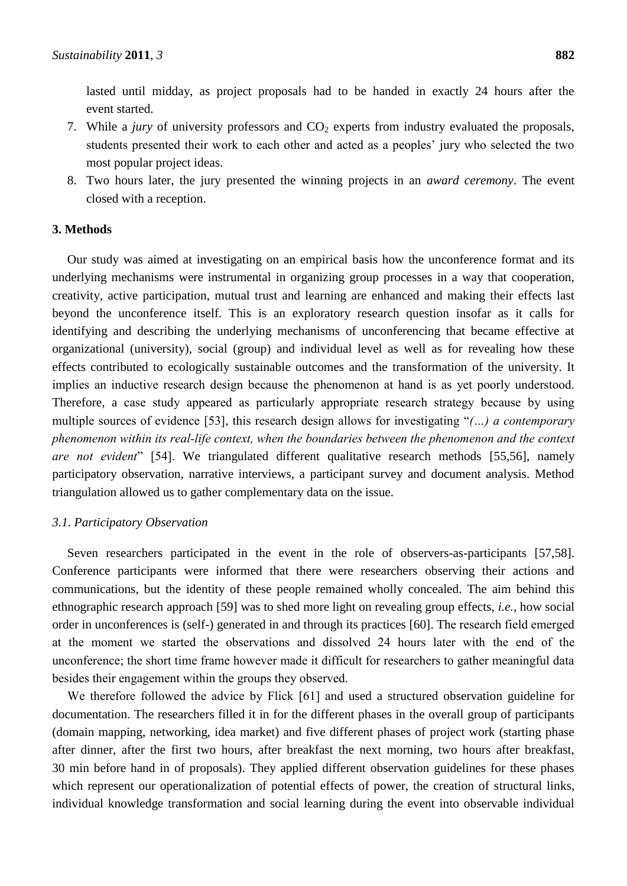lasted until midday, as project proposals had to be handed in exactly 24 hours after the event started.

7. While a *jury* of university professors and $CO_2$ experts from industry evaluated the proposals, students presented their work to each other and acted as a peoples' jury who selected the two most popular project ideas.
8. Two hours later, the jury presented the winning projects in an *award ceremony*. The event closed with a reception.

## 3. Methods

Our study was aimed at investigating on an empirical basis how the unconference format and its underlying mechanisms were instrumental in organizing group processes in a way that cooperation, creativity, active participation, mutual trust and learning are enhanced and making their effects last beyond the unconference itself. This is an exploratory research question insofar as it calls for identifying and describing the underlying mechanisms of unconferencing that became effective at organizational (university), social (group) and individual level as well as for revealing how these effects contributed to ecologically sustainable outcomes and the transformation of the university. It implies an inductive research design because the phenomenon at hand is as yet poorly understood. Therefore, a case study appeared as particularly appropriate research strategy because by using multiple sources of evidence [53], this research design allows for investigating "*(...) a contemporary phenomenon within its real-life context, when the boundaries between the phenomenon and the context are not evident*" [54]. We triangulated different qualitative research methods [55,56], namely participatory observation, narrative interviews, a participant survey and document analysis. Method triangulation allowed us to gather complementary data on the issue.

### *3.1. Participatory Observation*

Seven researchers participated in the event in the role of observers-as-participants [57,58]. Conference participants were informed that there were researchers observing their actions and communications, but the identity of these people remained wholly concealed. The aim behind this ethnographic research approach [59] was to shed more light on revealing group effects, *i.e.*, how social order in unconferences is (self-) generated in and through its practices [60]. The research field emerged at the moment we started the observations and dissolved 24 hours later with the end of the unconference; the short time frame however made it difficult for researchers to gather meaningful data besides their engagement within the groups they observed.

We therefore followed the advice by Flick [61] and used a structured observation guideline for documentation. The researchers filled it in for the different phases in the overall group of participants (domain mapping, networking, idea market) and five different phases of project work (starting phase after dinner, after the first two hours, after breakfast the next morning, two hours after breakfast, 30 min before hand in of proposals). They applied different observation guidelines for these phases which represent our operationalization of potential effects of power, the creation of structural links, individual knowledge transformation and social learning during the event into observable individual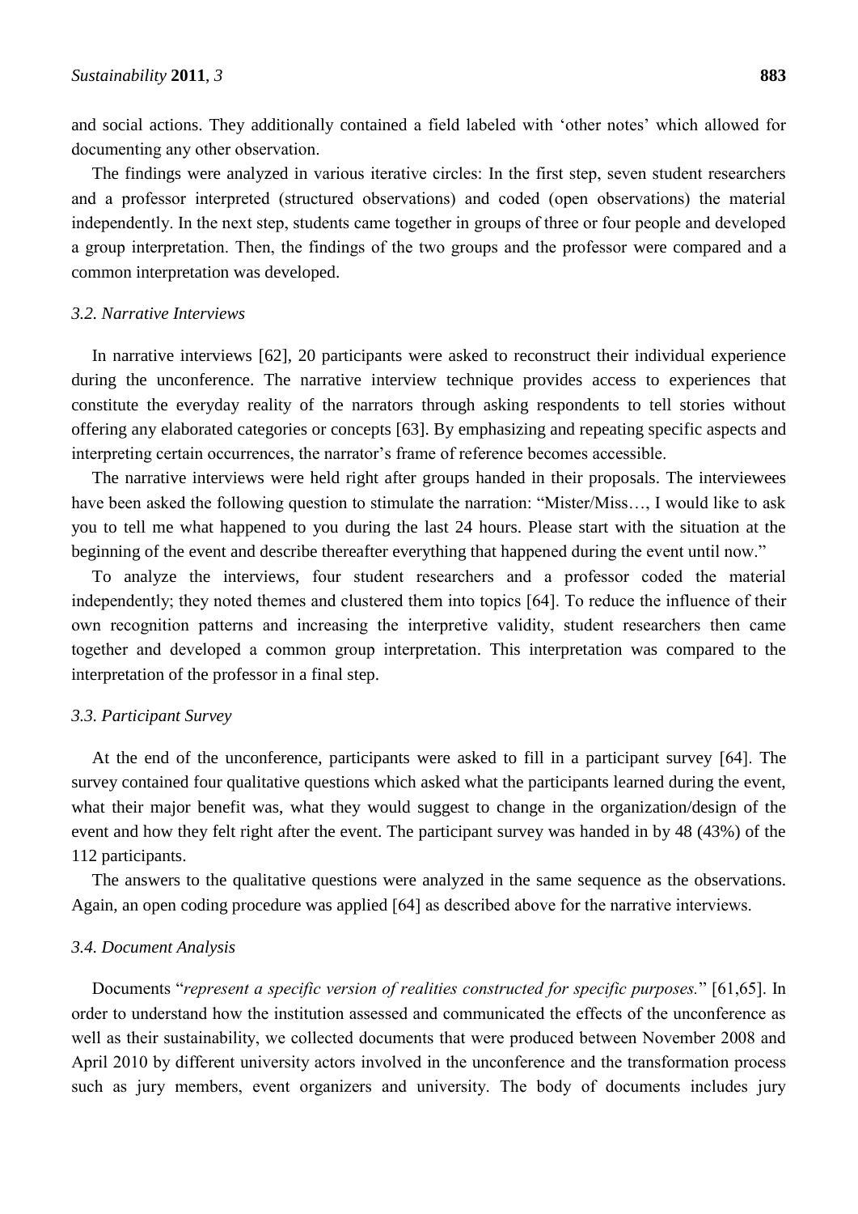and social actions. They additionally contained a field labeled with 'other notes' which allowed for documenting any other observation.

The findings were analyzed in various iterative circles: In the first step, seven student researchers and a professor interpreted (structured observations) and coded (open observations) the material independently. In the next step, students came together in groups of three or four people and developed a group interpretation. Then, the findings of the two groups and the professor were compared and a common interpretation was developed.

### *3.2. Narrative Interviews*

In narrative interviews [62], 20 participants were asked to reconstruct their individual experience during the unconference. The narrative interview technique provides access to experiences that constitute the everyday reality of the narrators through asking respondents to tell stories without offering any elaborated categories or concepts [63]. By emphasizing and repeating specific aspects and interpreting certain occurrences, the narrator's frame of reference becomes accessible.

The narrative interviews were held right after groups handed in their proposals. The interviewees have been asked the following question to stimulate the narration: "Mister/Miss…, I would like to ask you to tell me what happened to you during the last 24 hours. Please start with the situation at the beginning of the event and describe thereafter everything that happened during the event until now."

To analyze the interviews, four student researchers and a professor coded the material independently; they noted themes and clustered them into topics [64]. To reduce the influence of their own recognition patterns and increasing the interpretive validity, student researchers then came together and developed a common group interpretation. This interpretation was compared to the interpretation of the professor in a final step.

### *3.3. Participant Survey*

At the end of the unconference, participants were asked to fill in a participant survey [64]. The survey contained four qualitative questions which asked what the participants learned during the event, what their major benefit was, what they would suggest to change in the organization/design of the event and how they felt right after the event. The participant survey was handed in by 48 (43%) of the 112 participants.

The answers to the qualitative questions were analyzed in the same sequence as the observations. Again, an open coding procedure was applied [64] as described above for the narrative interviews.

### *3.4. Document Analysis*

Documents "*represent a specific version of realities constructed for specific purposes.*" [61,65]. In order to understand how the institution assessed and communicated the effects of the unconference as well as their sustainability, we collected documents that were produced between November 2008 and April 2010 by different university actors involved in the unconference and the transformation process such as jury members, event organizers and university. The body of documents includes jury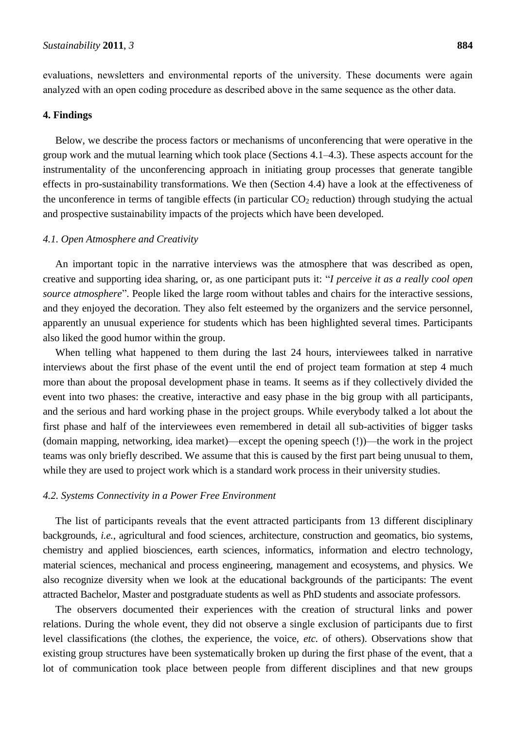evaluations, newsletters and environmental reports of the university. These documents were again analyzed with an open coding procedure as described above in the same sequence as the other data.

## 4. Findings

Below, we describe the process factors or mechanisms of unconferencing that were operative in the group work and the mutual learning which took place (Sections 4.1–4.3). These aspects account for the instrumentality of the unconferencing approach in initiating group processes that generate tangible effects in pro-sustainability transformations. We then (Section 4.4) have a look at the effectiveness of the unconference in terms of tangible effects (in particular $CO_2$ reduction) through studying the actual and prospective sustainability impacts of the projects which have been developed.

### *4.1. Open Atmosphere and Creativity*

An important topic in the narrative interviews was the atmosphere that was described as open, creative and supporting idea sharing, or, as one participant puts it: "*I perceive it as a really cool open source atmosphere*". People liked the large room without tables and chairs for the interactive sessions, and they enjoyed the decoration. They also felt esteemed by the organizers and the service personnel, apparently an unusual experience for students which has been highlighted several times. Participants also liked the good humor within the group.

When telling what happened to them during the last 24 hours, interviewees talked in narrative interviews about the first phase of the event until the end of project team formation at step 4 much more than about the proposal development phase in teams. It seems as if they collectively divided the event into two phases: the creative, interactive and easy phase in the big group with all participants, and the serious and hard working phase in the project groups. While everybody talked a lot about the first phase and half of the interviewees even remembered in detail all sub-activities of bigger tasks (domain mapping, networking, idea market)—except the opening speech (!))—the work in the project teams was only briefly described. We assume that this is caused by the first part being unusual to them, while they are used to project work which is a standard work process in their university studies.

### *4.2. Systems Connectivity in a Power Free Environment*

The list of participants reveals that the event attracted participants from 13 different disciplinary backgrounds, *i.e.*, agricultural and food sciences, architecture, construction and geomatics, bio systems, chemistry and applied biosciences, earth sciences, informatics, information and electro technology, material sciences, mechanical and process engineering, management and ecosystems, and physics. We also recognize diversity when we look at the educational backgrounds of the participants: The event attracted Bachelor, Master and postgraduate students as well as PhD students and associate professors.

The observers documented their experiences with the creation of structural links and power relations. During the whole event, they did not observe a single exclusion of participants due to first level classifications (the clothes, the experience, the voice, *etc.* of others). Observations show that existing group structures have been systematically broken up during the first phase of the event, that a lot of communication took place between people from different disciplines and that new groups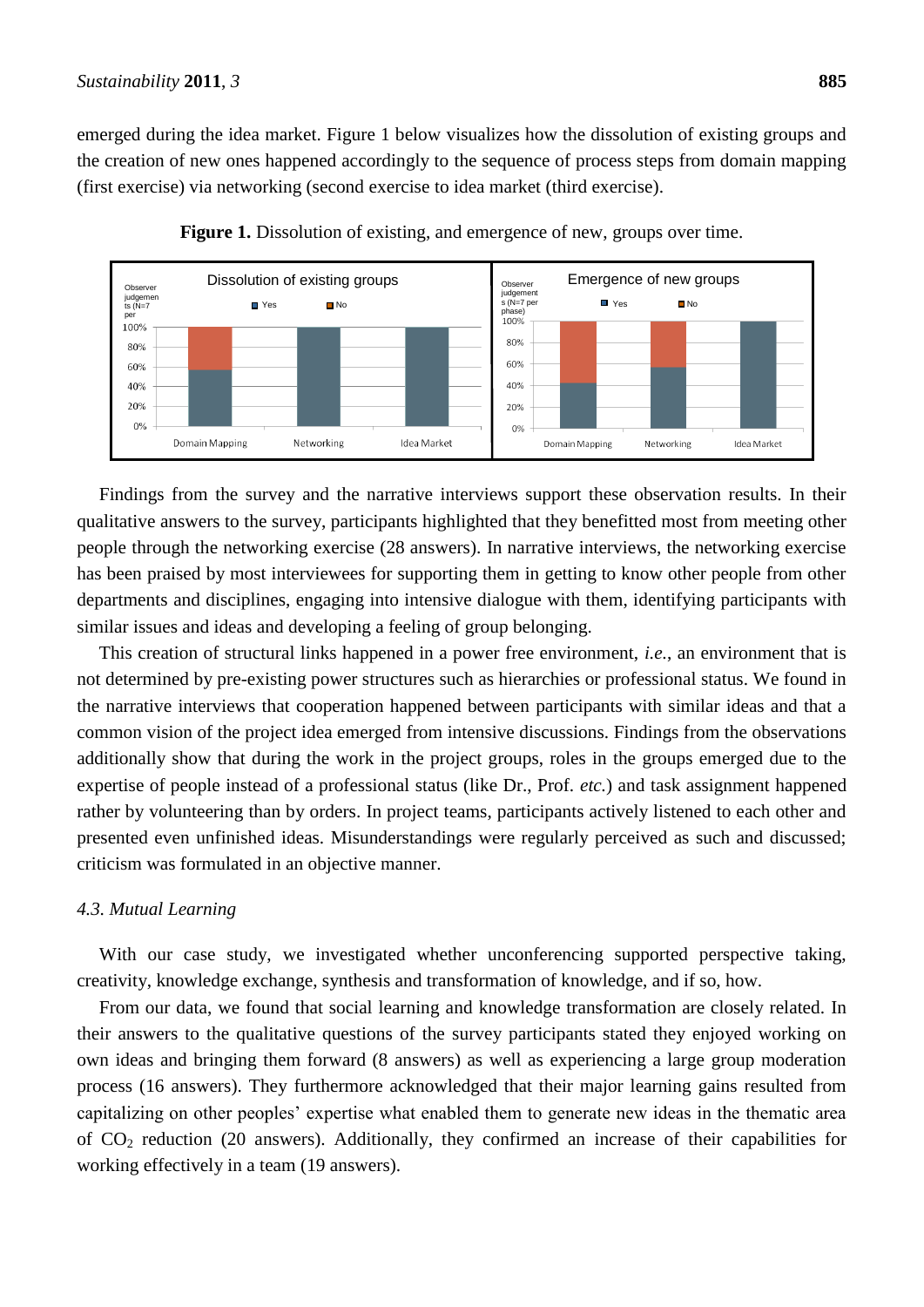emerged during the idea market. Figure 1 below visualizes how the dissolution of existing groups and the creation of new ones happened accordingly to the sequence of process steps from domain mapping (first exercise) via networking (second exercise to idea market (third exercise).

**Figure 1.** Dissolution of existing, and emergence of new, groups over time.

Findings from the survey and the narrative interviews support these observation results. In their qualitative answers to the survey, participants highlighted that they benefitted most from meeting other people through the networking exercise (28 answers). In narrative interviews, the networking exercise has been praised by most interviewees for supporting them in getting to know other people from other departments and disciplines, engaging into intensive dialogue with them, identifying participants with similar issues and ideas and developing a feeling of group belonging.

This creation of structural links happened in a power free environment, *i.e.*, an environment that is not determined by pre-existing power structures such as hierarchies or professional status. We found in the narrative interviews that cooperation happened between participants with similar ideas and that a common vision of the project idea emerged from intensive discussions. Findings from the observations additionally show that during the work in the project groups, roles in the groups emerged due to the expertise of people instead of a professional status (like Dr., Prof. *etc.*) and task assignment happened rather by volunteering than by orders. In project teams, participants actively listened to each other and presented even unfinished ideas. Misunderstandings were regularly perceived as such and discussed; criticism was formulated in an objective manner.

### *4.3. Mutual Learning*

With our case study, we investigated whether unconferencing supported perspective taking, creativity, knowledge exchange, synthesis and transformation of knowledge, and if so, how.

From our data, we found that social learning and knowledge transformation are closely related. In their answers to the qualitative questions of the survey participants stated they enjoyed working on own ideas and bringing them forward (8 answers) as well as experiencing a large group moderation process (16 answers). They furthermore acknowledged that their major learning gains resulted from capitalizing on other peoples' expertise what enabled them to generate new ideas in the thematic area of $CO_2$ reduction (20 answers). Additionally, they confirmed an increase of their capabilities for working effectively in a team (19 answers).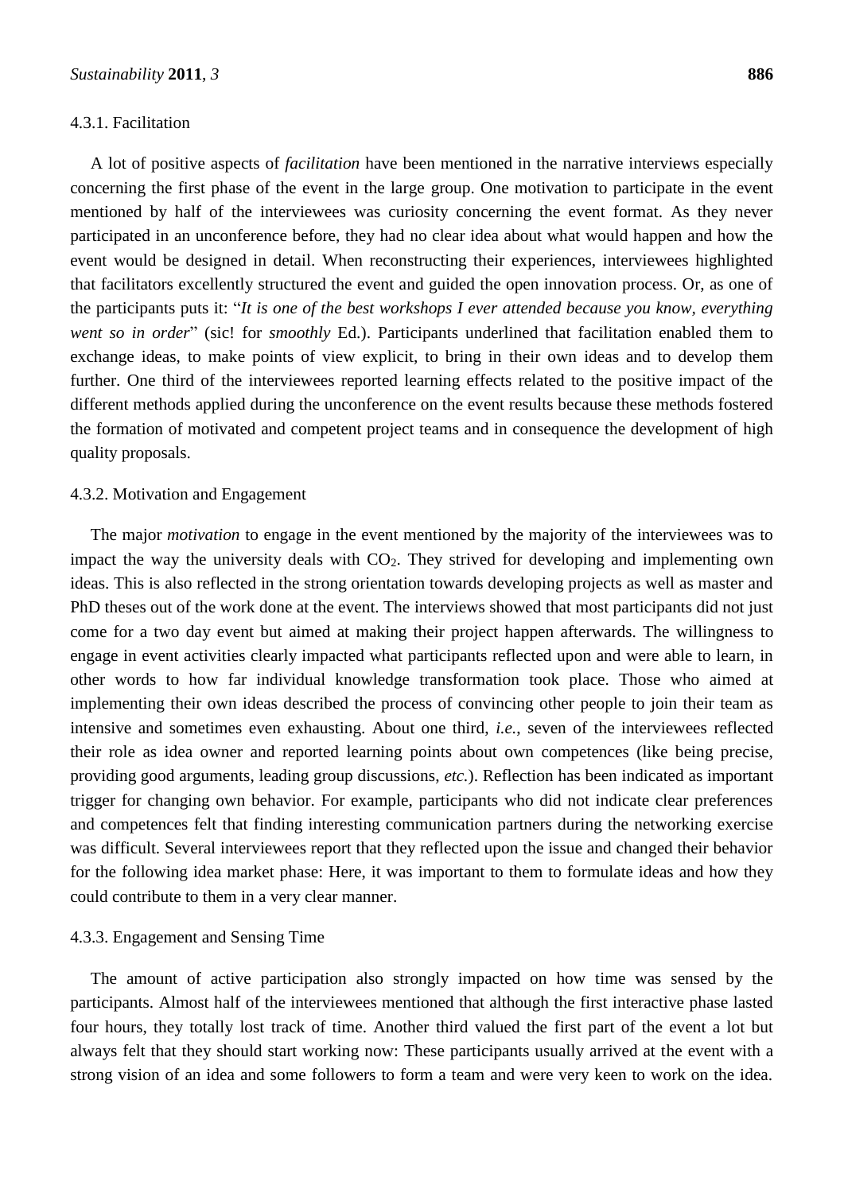#### 4.3.1. Facilitation

A lot of positive aspects of *facilitation* have been mentioned in the narrative interviews especially concerning the first phase of the event in the large group. One motivation to participate in the event mentioned by half of the interviewees was curiosity concerning the event format. As they never participated in an unconference before, they had no clear idea about what would happen and how the event would be designed in detail. When reconstructing their experiences, interviewees highlighted that facilitators excellently structured the event and guided the open innovation process. Or, as one of the participants puts it: "*It is one of the best workshops I ever attended because you know, everything went so in order*" (sic! for *smoothly* Ed.). Participants underlined that facilitation enabled them to exchange ideas, to make points of view explicit, to bring in their own ideas and to develop them further. One third of the interviewees reported learning effects related to the positive impact of the different methods applied during the unconference on the event results because these methods fostered the formation of motivated and competent project teams and in consequence the development of high quality proposals.

#### 4.3.2. Motivation and Engagement

The major *motivation* to engage in the event mentioned by the majority of the interviewees was to impact the way the university deals with $CO_2$. They strived for developing and implementing own ideas. This is also reflected in the strong orientation towards developing projects as well as master and PhD theses out of the work done at the event. The interviews showed that most participants did not just come for a two day event but aimed at making their project happen afterwards. The willingness to engage in event activities clearly impacted what participants reflected upon and were able to learn, in other words to how far individual knowledge transformation took place. Those who aimed at implementing their own ideas described the process of convincing other people to join their team as intensive and sometimes even exhausting. About one third, *i.e.*, seven of the interviewees reflected their role as idea owner and reported learning points about own competences (like being precise, providing good arguments, leading group discussions, *etc.*). Reflection has been indicated as important trigger for changing own behavior. For example, participants who did not indicate clear preferences and competences felt that finding interesting communication partners during the networking exercise was difficult. Several interviewees report that they reflected upon the issue and changed their behavior for the following idea market phase: Here, it was important to them to formulate ideas and how they could contribute to them in a very clear manner.

#### 4.3.3. Engagement and Sensing Time

The amount of active participation also strongly impacted on how time was sensed by the participants. Almost half of the interviewees mentioned that although the first interactive phase lasted four hours, they totally lost track of time. Another third valued the first part of the event a lot but always felt that they should start working now: These participants usually arrived at the event with a strong vision of an idea and some followers to form a team and were very keen to work on the idea.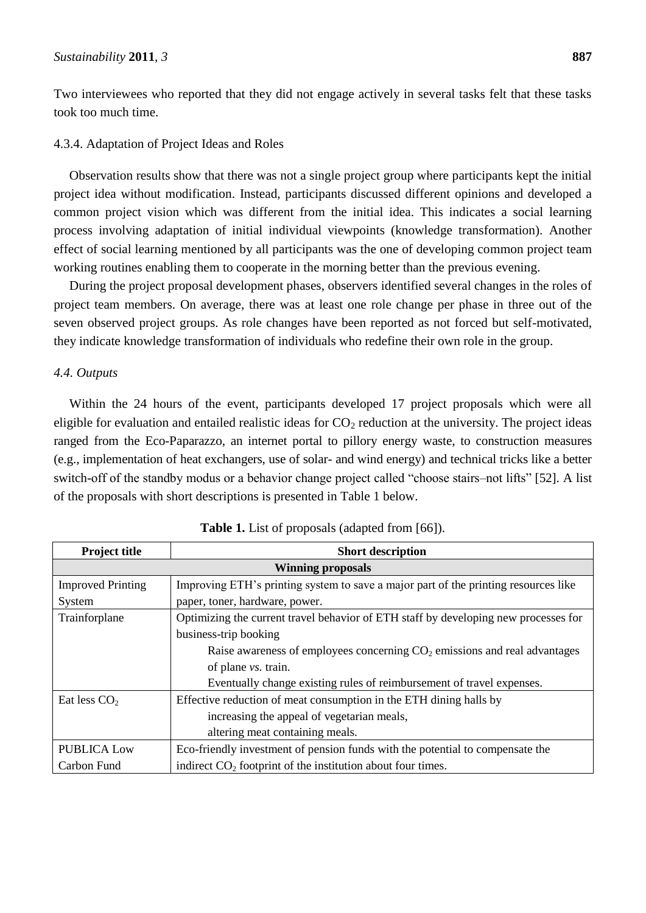Two interviewees who reported that they did not engage actively in several tasks felt that these tasks took too much time.

#### 4.3.4. Adaptation of Project Ideas and Roles

Observation results show that there was not a single project group where participants kept the initial project idea without modification. Instead, participants discussed different opinions and developed a common project vision which was different from the initial idea. This indicates a social learning process involving adaptation of initial individual viewpoints (knowledge transformation). Another effect of social learning mentioned by all participants was the one of developing common project team working routines enabling them to cooperate in the morning better than the previous evening.

During the project proposal development phases, observers identified several changes in the roles of project team members. On average, there was at least one role change per phase in three out of the seven observed project groups. As role changes have been reported as not forced but self-motivated, they indicate knowledge transformation of individuals who redefine their own role in the group.

### *4.4. Outputs*

Within the 24 hours of the event, participants developed 17 project proposals which were all eligible for evaluation and entailed realistic ideas for $CO_2$ reduction at the university. The project ideas ranged from the Eco-Paparazzo, an internet portal to pillory energy waste, to construction measures (e.g., implementation of heat exchangers, use of solar- and wind energy) and technical tricks like a better switch-off of the standby modus or a behavior change project called "choose stairs–not lifts" [52]. A list of the proposals with short descriptions is presented in Table 1 below.

**Table 1.** List of proposals (adapted from [66]).

| Project title | Short description |
|---|---|
| **Winning proposals** | |
| Improved Printing System | Improving ETH's printing system to save a major part of the printing resources like paper, toner, hardware, power. |
| Trainforplane | Optimizing the current travel behavior of ETH staff by developing new processes for business-trip booking<br>Raise awareness of employees concerning $CO_2$ emissions and real advantages of plane *vs.* train.<br>Eventually change existing rules of reimbursement of travel expenses. |
| Eat less $CO_2$ | Effective reduction of meat consumption in the ETH dining halls by<br>increasing the appeal of vegetarian meals,<br>altering meat containing meals. |
| PUBLICA Low Carbon Fund | Eco-friendly investment of pension funds with the potential to compensate the indirect $CO_2$ footprint of the institution about four times. |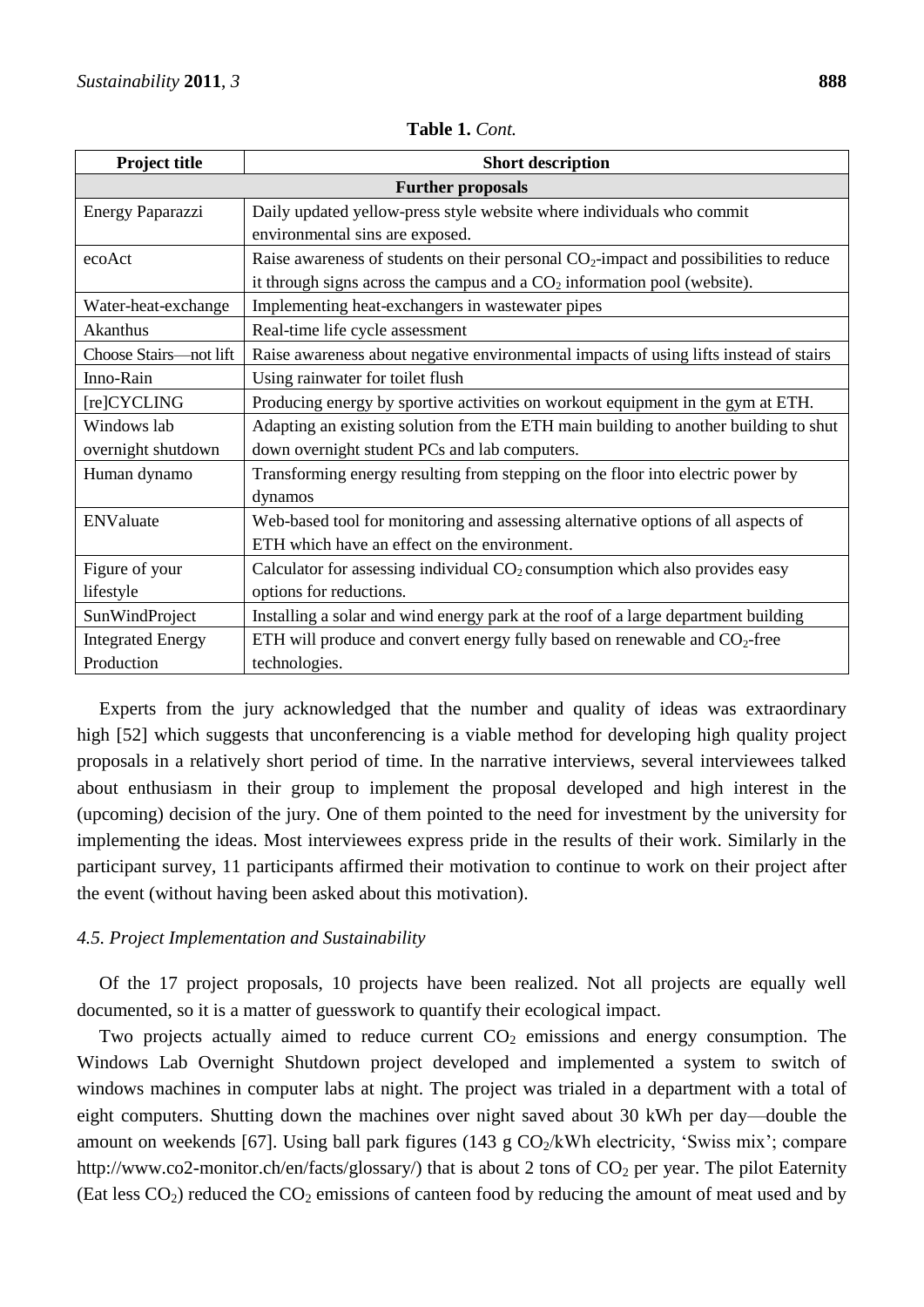**Table 1.** *Cont.*

| Project title | Short description |
|---|---|
| **Further proposals** | |
| Energy Paparazzi | Daily updated yellow-press style website where individuals who commit environmental sins are exposed. |
| ecoAct | Raise awareness of students on their personal $CO_2$-impact and possibilities to reduce it through signs across the campus and a $CO_2$ information pool (website). |
| Water-heat-exchange | Implementing heat-exchangers in wastewater pipes |
| Akanthus | Real-time life cycle assessment |
| Choose Stairs—not lift | Raise awareness about negative environmental impacts of using lifts instead of stairs |
| Inno-Rain | Using rainwater for toilet flush |
| [re]CYCLING | Producing energy by sportive activities on workout equipment in the gym at ETH. |
| Windows lab overnight shutdown | Adapting an existing solution from the ETH main building to another building to shut down overnight student PCs and lab computers. |
| Human dynamo | Transforming energy resulting from stepping on the floor into electric power by dynamos |
| ENValuate | Web-based tool for monitoring and assessing alternative options of all aspects of ETH which have an effect on the environment. |
| Figure of your lifestyle | Calculator for assessing individual $CO_2$ consumption which also provides easy options for reductions. |
| SunWindProject | Installing a solar and wind energy park at the roof of a large department building |
| Integrated Energy Production | ETH will produce and convert energy fully based on renewable and $CO_2$-free technologies. |

Experts from the jury acknowledged that the number and quality of ideas was extraordinary high [52] which suggests that unconferencing is a viable method for developing high quality project proposals in a relatively short period of time. In the narrative interviews, several interviewees talked about enthusiasm in their group to implement the proposal developed and high interest in the (upcoming) decision of the jury. One of them pointed to the need for investment by the university for implementing the ideas. Most interviewees express pride in the results of their work. Similarly in the participant survey, 11 participants affirmed their motivation to continue to work on their project after the event (without having been asked about this motivation).

### *4.5. Project Implementation and Sustainability*

Of the 17 project proposals, 10 projects have been realized. Not all projects are equally well documented, so it is a matter of guesswork to quantify their ecological impact.

Two projects actually aimed to reduce current $CO_2$ emissions and energy consumption. The Windows Lab Overnight Shutdown project developed and implemented a system to switch of windows machines in computer labs at night. The project was trialed in a department with a total of eight computers. Shutting down the machines over night saved about 30 kWh per day—double the amount on weekends [67]. Using ball park figures (143 g $CO_2$/kWh electricity, 'Swiss mix'; compare http://www.co2-monitor.ch/en/facts/glossary/) that is about 2 tons of $CO_2$ per year. The pilot Eaternity (Eat less $CO_2$) reduced the $CO_2$ emissions of canteen food by reducing the amount of meat used and by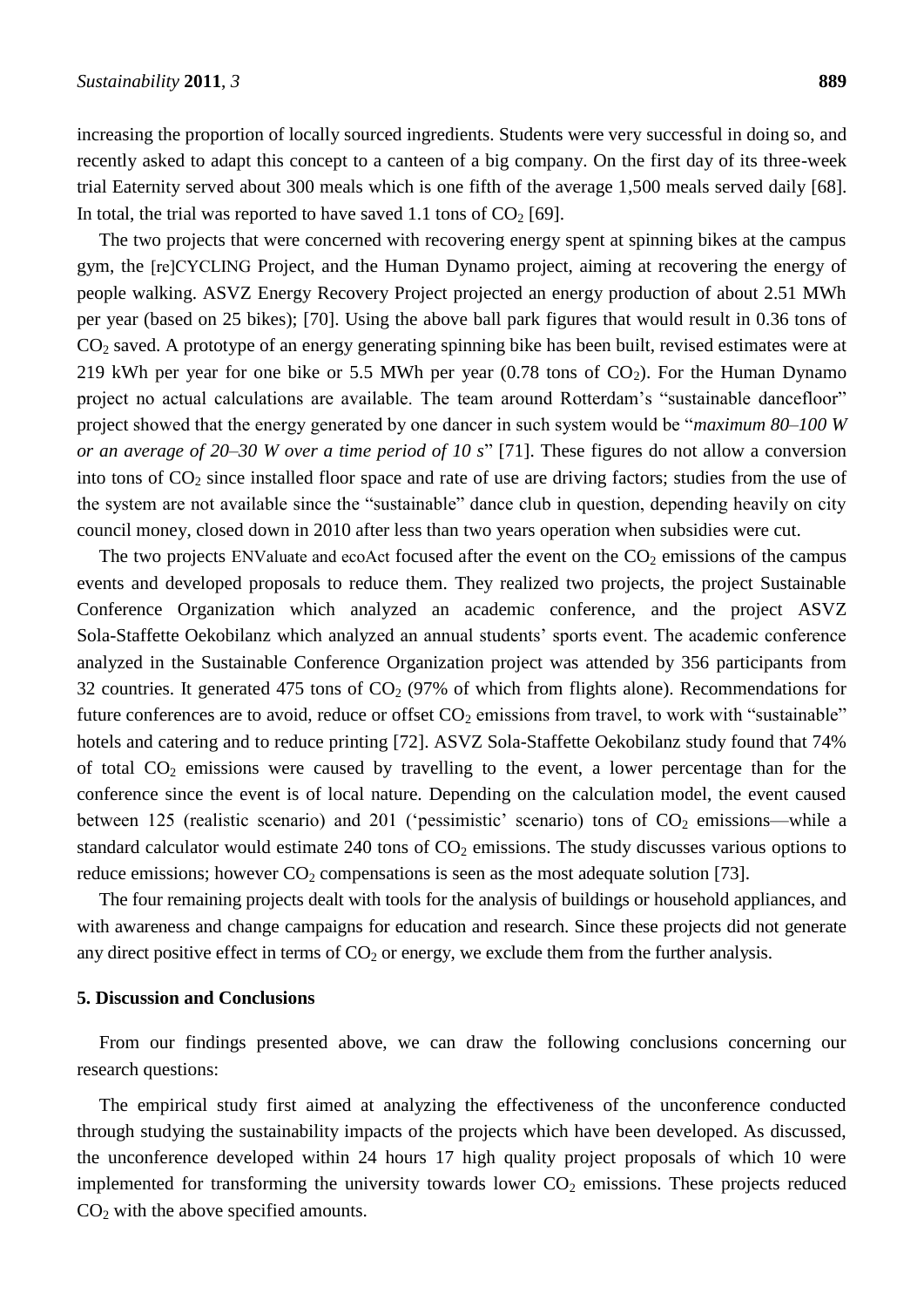increasing the proportion of locally sourced ingredients. Students were very successful in doing so, and recently asked to adapt this concept to a canteen of a big company. On the first day of its three-week trial Eaternity served about 300 meals which is one fifth of the average 1,500 meals served daily [68]. In total, the trial was reported to have saved 1.1 tons of $CO_2$ [69].

The two projects that were concerned with recovering energy spent at spinning bikes at the campus gym, the [re]CYCLING Project, and the Human Dynamo project, aiming at recovering the energy of people walking. ASVZ Energy Recovery Project projected an energy production of about 2.51 MWh per year (based on 25 bikes); [70]. Using the above ball park figures that would result in 0.36 tons of $CO_2$ saved. A prototype of an energy generating spinning bike has been built, revised estimates were at 219 kWh per year for one bike or 5.5 MWh per year (0.78 tons of $CO_2$). For the Human Dynamo project no actual calculations are available. The team around Rotterdam's "sustainable dancefloor" project showed that the energy generated by one dancer in such system would be "*maximum 80–100 W or an average of 20–30 W over a time period of 10 s*" [71]. These figures do not allow a conversion into tons of $CO_2$ since installed floor space and rate of use are driving factors; studies from the use of the system are not available since the "sustainable" dance club in question, depending heavily on city council money, closed down in 2010 after less than two years operation when subsidies were cut.

The two projects ENValuate and ecoAct focused after the event on the $CO_2$ emissions of the campus events and developed proposals to reduce them. They realized two projects, the project Sustainable Conference Organization which analyzed an academic conference, and the project ASVZ Sola-Staffette Oekobilanz which analyzed an annual students' sports event. The academic conference analyzed in the Sustainable Conference Organization project was attended by 356 participants from 32 countries. It generated 475 tons of $CO_2$ (97% of which from flights alone). Recommendations for future conferences are to avoid, reduce or offset $CO_2$ emissions from travel, to work with "sustainable" hotels and catering and to reduce printing [72]. ASVZ Sola-Staffette Oekobilanz study found that 74% of total $CO_2$ emissions were caused by travelling to the event, a lower percentage than for the conference since the event is of local nature. Depending on the calculation model, the event caused between 125 (realistic scenario) and 201 ('pessimistic' scenario) tons of $CO_2$ emissions—while a standard calculator would estimate 240 tons of $CO_2$ emissions. The study discusses various options to reduce emissions; however $CO_2$ compensations is seen as the most adequate solution [73].

The four remaining projects dealt with tools for the analysis of buildings or household appliances, and with awareness and change campaigns for education and research. Since these projects did not generate any direct positive effect in terms of $CO_2$ or energy, we exclude them from the further analysis.

## 5. Discussion and Conclusions

From our findings presented above, we can draw the following conclusions concerning our research questions:

The empirical study first aimed at analyzing the effectiveness of the unconference conducted through studying the sustainability impacts of the projects which have been developed. As discussed, the unconference developed within 24 hours 17 high quality project proposals of which 10 were implemented for transforming the university towards lower $CO_2$ emissions. These projects reduced $CO_2$ with the above specified amounts.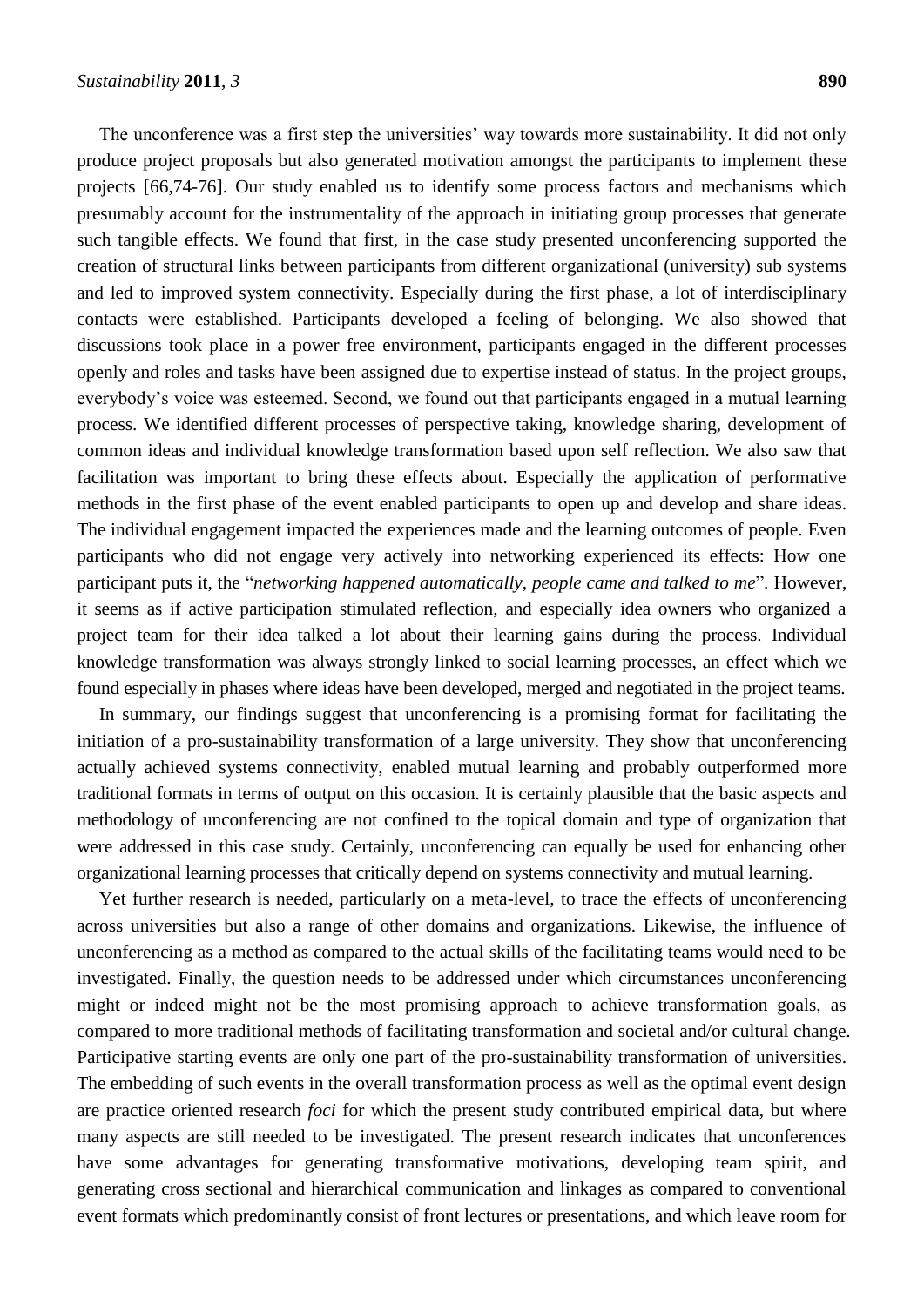The unconference was a first step the universities' way towards more sustainability. It did not only produce project proposals but also generated motivation amongst the participants to implement these projects [66,74-76]. Our study enabled us to identify some process factors and mechanisms which presumably account for the instrumentality of the approach in initiating group processes that generate such tangible effects. We found that first, in the case study presented unconferencing supported the creation of structural links between participants from different organizational (university) sub systems and led to improved system connectivity. Especially during the first phase, a lot of interdisciplinary contacts were established. Participants developed a feeling of belonging. We also showed that discussions took place in a power free environment, participants engaged in the different processes openly and roles and tasks have been assigned due to expertise instead of status. In the project groups, everybody's voice was esteemed. Second, we found out that participants engaged in a mutual learning process. We identified different processes of perspective taking, knowledge sharing, development of common ideas and individual knowledge transformation based upon self reflection. We also saw that facilitation was important to bring these effects about. Especially the application of performative methods in the first phase of the event enabled participants to open up and develop and share ideas. The individual engagement impacted the experiences made and the learning outcomes of people. Even participants who did not engage very actively into networking experienced its effects: How one participant puts it, the "*networking happened automatically, people came and talked to me*". However, it seems as if active participation stimulated reflection, and especially idea owners who organized a project team for their idea talked a lot about their learning gains during the process. Individual knowledge transformation was always strongly linked to social learning processes, an effect which we found especially in phases where ideas have been developed, merged and negotiated in the project teams.

In summary, our findings suggest that unconferencing is a promising format for facilitating the initiation of a pro-sustainability transformation of a large university. They show that unconferencing actually achieved systems connectivity, enabled mutual learning and probably outperformed more traditional formats in terms of output on this occasion. It is certainly plausible that the basic aspects and methodology of unconferencing are not confined to the topical domain and type of organization that were addressed in this case study. Certainly, unconferencing can equally be used for enhancing other organizational learning processes that critically depend on systems connectivity and mutual learning.

Yet further research is needed, particularly on a meta-level, to trace the effects of unconferencing across universities but also a range of other domains and organizations. Likewise, the influence of unconferencing as a method as compared to the actual skills of the facilitating teams would need to be investigated. Finally, the question needs to be addressed under which circumstances unconferencing might or indeed might not be the most promising approach to achieve transformation goals, as compared to more traditional methods of facilitating transformation and societal and/or cultural change. Participative starting events are only one part of the pro-sustainability transformation of universities. The embedding of such events in the overall transformation process as well as the optimal event design are practice oriented research *foci* for which the present study contributed empirical data, but where many aspects are still needed to be investigated. The present research indicates that unconferences have some advantages for generating transformative motivations, developing team spirit, and generating cross sectional and hierarchical communication and linkages as compared to conventional event formats which predominantly consist of front lectures or presentations, and which leave room for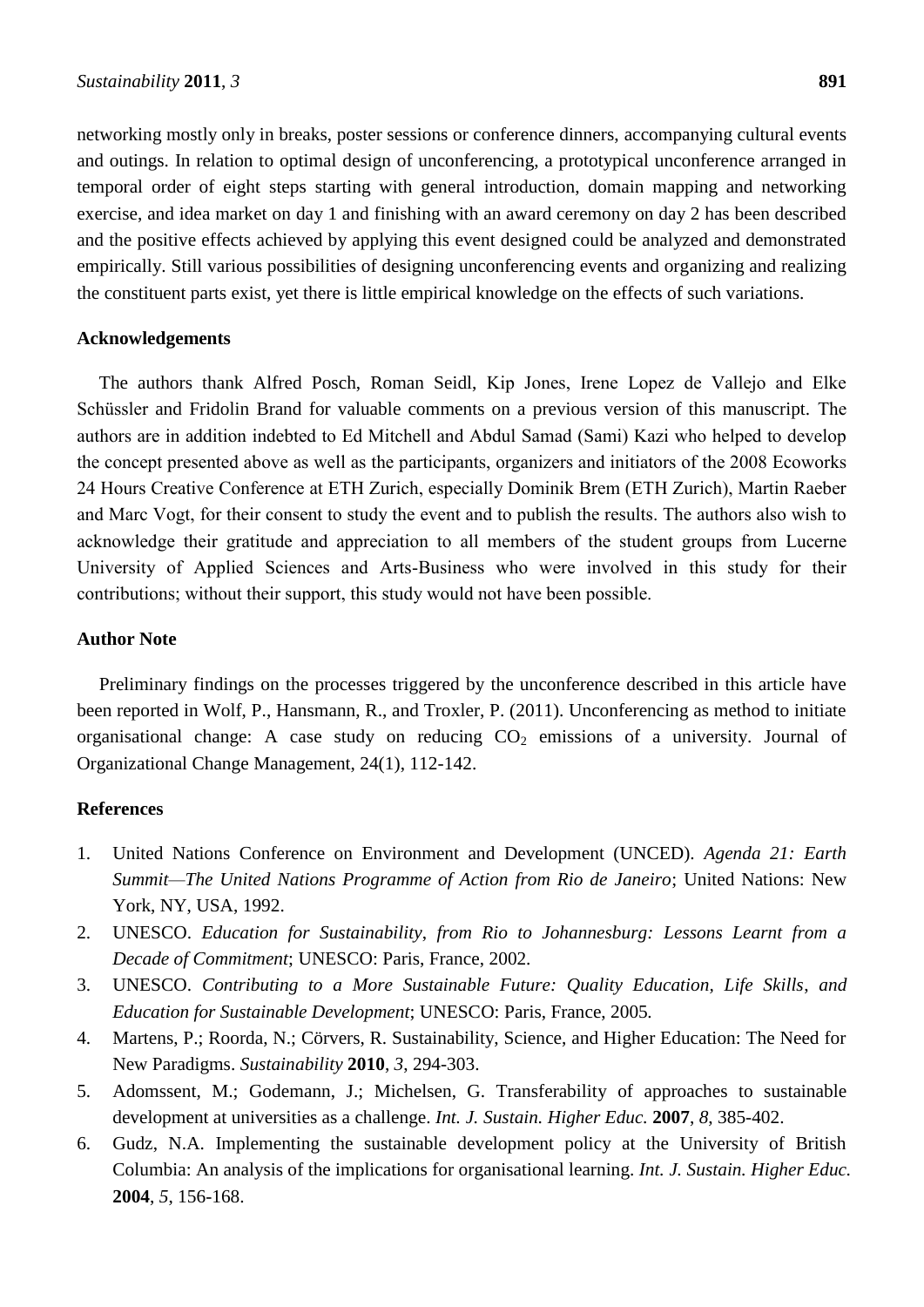networking mostly only in breaks, poster sessions or conference dinners, accompanying cultural events and outings. In relation to optimal design of unconferencing, a prototypical unconference arranged in temporal order of eight steps starting with general introduction, domain mapping and networking exercise, and idea market on day 1 and finishing with an award ceremony on day 2 has been described and the positive effects achieved by applying this event designed could be analyzed and demonstrated empirically. Still various possibilities of designing unconferencing events and organizing and realizing the constituent parts exist, yet there is little empirical knowledge on the effects of such variations.

## Acknowledgements

The authors thank Alfred Posch, Roman Seidl, Kip Jones, Irene Lopez de Vallejo and Elke Schüssler and Fridolin Brand for valuable comments on a previous version of this manuscript. The authors are in addition indebted to Ed Mitchell and Abdul Samad (Sami) Kazi who helped to develop the concept presented above as well as the participants, organizers and initiators of the 2008 Ecoworks 24 Hours Creative Conference at ETH Zurich, especially Dominik Brem (ETH Zurich), Martin Raeber and Marc Vogt, for their consent to study the event and to publish the results. The authors also wish to acknowledge their gratitude and appreciation to all members of the student groups from Lucerne University of Applied Sciences and Arts-Business who were involved in this study for their contributions; without their support, this study would not have been possible.

## Author Note

Preliminary findings on the processes triggered by the unconference described in this article have been reported in Wolf, P., Hansmann, R., and Troxler, P. (2011). Unconferencing as method to initiate organisational change: A case study on reducing $CO_2$ emissions of a university. Journal of Organizational Change Management, 24(1), 112-142.

## References

1. United Nations Conference on Environment and Development (UNCED). *Agenda 21: Earth Summit—The United Nations Programme of Action from Rio de Janeiro*; United Nations: New York, NY, USA, 1992.
2. UNESCO. *Education for Sustainability, from Rio to Johannesburg: Lessons Learnt from a Decade of Commitment*; UNESCO: Paris, France, 2002.
3. UNESCO. *Contributing to a More Sustainable Future: Quality Education, Life Skills, and Education for Sustainable Development*; UNESCO: Paris, France, 2005.
4. Martens, P.; Roorda, N.; Cörvers, R. Sustainability, Science, and Higher Education: The Need for New Paradigms. *Sustainability* **2010**, *3*, 294-303.
5. Adomssent, M.; Godemann, J.; Michelsen, G. Transferability of approaches to sustainable development at universities as a challenge. *Int. J. Sustain. Higher Educ.* **2007**, *8*, 385-402.
6. Gudz, N.A. Implementing the sustainable development policy at the University of British Columbia: An analysis of the implications for organisational learning. *Int. J. Sustain. Higher Educ.* **2004**, *5*, 156-168.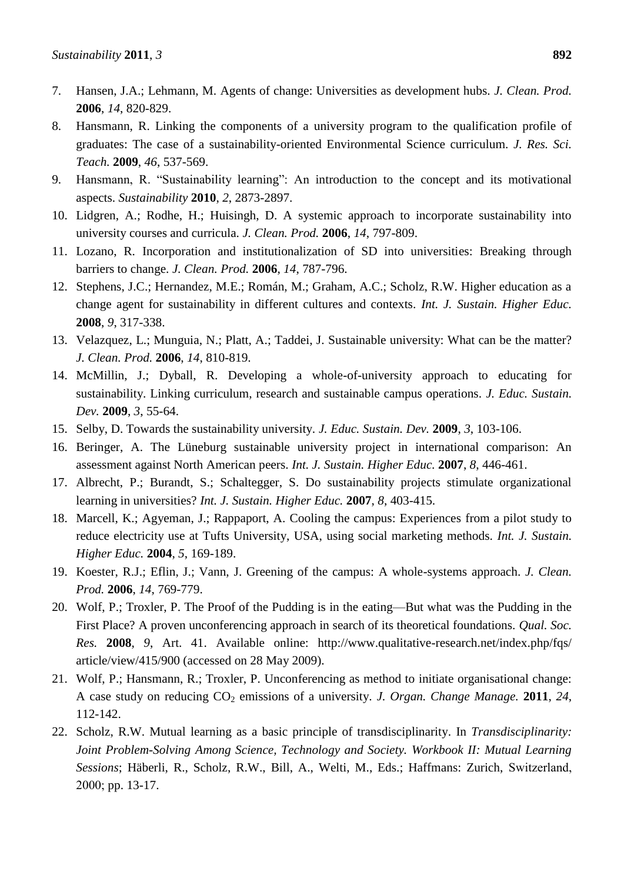7. Hansen, J.A.; Lehmann, M. Agents of change: Universities as development hubs. *J. Clean. Prod.* **2006**, *14*, 820-829.
8. Hansmann, R. Linking the components of a university program to the qualification profile of graduates: The case of a sustainability-oriented Environmental Science curriculum. *J. Res. Sci. Teach.* **2009**, *46*, 537-569.
9. Hansmann, R. "Sustainability learning": An introduction to the concept and its motivational aspects. *Sustainability* **2010**, *2*, 2873-2897.
10. Lidgren, A.; Rodhe, H.; Huisingh, D. A systemic approach to incorporate sustainability into university courses and curricula. *J. Clean. Prod.* **2006**, *14*, 797-809.
11. Lozano, R. Incorporation and institutionalization of SD into universities: Breaking through barriers to change. *J. Clean. Prod.* **2006**, *14*, 787-796.
12. Stephens, J.C.; Hernandez, M.E.; Román, M.; Graham, A.C.; Scholz, R.W. Higher education as a change agent for sustainability in different cultures and contexts. *Int. J. Sustain. Higher Educ.* **2008**, *9*, 317-338.
13. Velazquez, L.; Munguia, N.; Platt, A.; Taddei, J. Sustainable university: What can be the matter? *J. Clean. Prod.* **2006**, *14*, 810-819.
14. McMillin, J.; Dyball, R. Developing a whole-of-university approach to educating for sustainability. Linking curriculum, research and sustainable campus operations. *J. Educ. Sustain. Dev.* **2009**, *3*, 55-64.
15. Selby, D. Towards the sustainability university. *J. Educ. Sustain. Dev.* **2009**, *3*, 103-106.
16. Beringer, A. The Lüneburg sustainable university project in international comparison: An assessment against North American peers. *Int. J. Sustain. Higher Educ.* **2007**, *8*, 446-461.
17. Albrecht, P.; Burandt, S.; Schaltegger, S. Do sustainability projects stimulate organizational learning in universities? *Int. J. Sustain. Higher Educ.* **2007**, *8*, 403-415.
18. Marcell, K.; Agyeman, J.; Rappaport, A. Cooling the campus: Experiences from a pilot study to reduce electricity use at Tufts University, USA, using social marketing methods. *Int. J. Sustain. Higher Educ.* **2004**, *5*, 169-189.
19. Koester, R.J.; Eflin, J.; Vann, J. Greening of the campus: A whole-systems approach. *J. Clean. Prod.* **2006**, *14*, 769-779.
20. Wolf, P.; Troxler, P. The Proof of the Pudding is in the eating—But what was the Pudding in the First Place? A proven unconferencing approach in search of its theoretical foundations. *Qual. Soc. Res.* **2008**, *9*, Art. 41. Available online: http://www.qualitative-research.net/index.php/fqs/article/view/415/900 (accessed on 28 May 2009).
21. Wolf, P.; Hansmann, R.; Troxler, P. Unconferencing as method to initiate organisational change: A case study on reducing $CO_2$ emissions of a university. *J. Organ. Change Manage.* **2011**, *24*, 112-142.
22. Scholz, R.W. Mutual learning as a basic principle of transdisciplinarity. In *Transdisciplinarity: Joint Problem-Solving Among Science, Technology and Society. Workbook II: Mutual Learning Sessions*; Häberli, R., Scholz, R.W., Bill, A., Welti, M., Eds.; Haffmans: Zurich, Switzerland, 2000; pp. 13-17.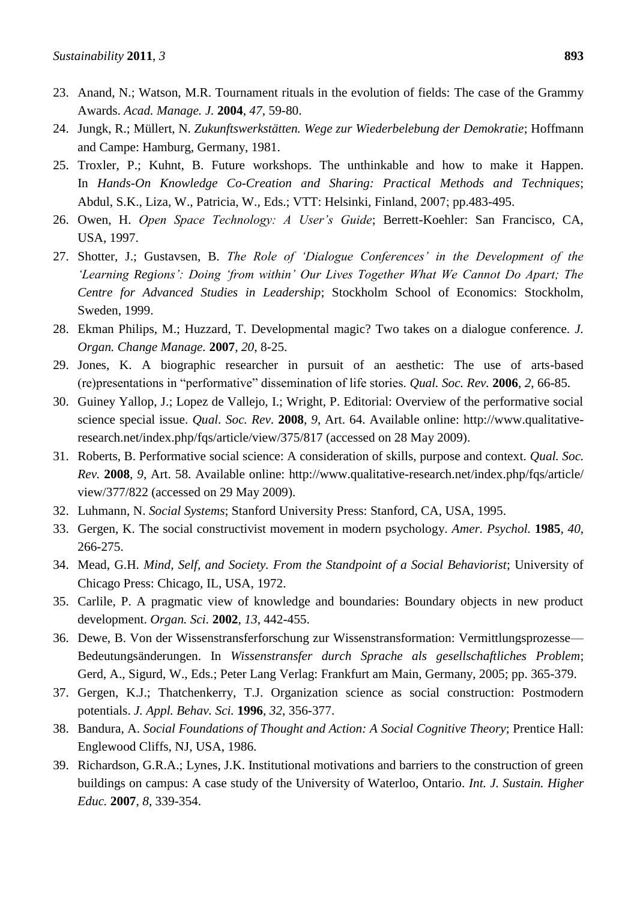23. Anand, N.; Watson, M.R. Tournament rituals in the evolution of fields: The case of the Grammy Awards. *Acad. Manage. J.* **2004**, *47*, 59-80.
24. Jungk, R.; Müllert, N. *Zukunftswerkstätten. Wege zur Wiederbelebung der Demokratie*; Hoffmann and Campe: Hamburg, Germany, 1981.
25. Troxler, P.; Kuhnt, B. Future workshops. The unthinkable and how to make it Happen. In *Hands-On Knowledge Co-Creation and Sharing: Practical Methods and Techniques*; Abdul, S.K., Liza, W., Patricia, W., Eds.; VTT: Helsinki, Finland, 2007; pp.483-495.
26. Owen, H. *Open Space Technology: A User's Guide*; Berrett-Koehler: San Francisco, CA, USA, 1997.
27. Shotter, J.; Gustavsen, B. *The Role of 'Dialogue Conferences' in the Development of the 'Learning Regions': Doing 'from within' Our Lives Together What We Cannot Do Apart; The Centre for Advanced Studies in Leadership*; Stockholm School of Economics: Stockholm, Sweden, 1999.
28. Ekman Philips, M.; Huzzard, T. Developmental magic? Two takes on a dialogue conference. *J. Organ. Change Manage.* **2007**, *20*, 8-25.
29. Jones, K. A biographic researcher in pursuit of an aesthetic: The use of arts-based (re)presentations in "performative" dissemination of life stories. *Qual. Soc. Rev.* **2006**, *2*, 66-85.
30. Guiney Yallop, J.; Lopez de Vallejo, I.; Wright, P. Editorial: Overview of the performative social science special issue. *Qual. Soc. Rev*. **2008**, *9*, Art. 64. Available online: http://www.qualitative-research.net/index.php/fqs/article/view/375/817 (accessed on 28 May 2009).
31. Roberts, B. Performative social science: A consideration of skills, purpose and context. *Qual. Soc. Rev.* **2008**, *9*, Art. 58. Available online: http://www.qualitative-research.net/index.php/fqs/article/view/377/822 (accessed on 29 May 2009).
32. Luhmann, N. *Social Systems*; Stanford University Press: Stanford, CA, USA, 1995.
33. Gergen, K. The social constructivist movement in modern psychology. *Amer. Psychol.* **1985**, *40*, 266-275.
34. Mead, G.H. *Mind, Self, and Society. From the Standpoint of a Social Behaviorist*; University of Chicago Press: Chicago, IL, USA, 1972.
35. Carlile, P. A pragmatic view of knowledge and boundaries: Boundary objects in new product development. *Organ. Sci.* **2002**, *13*, 442-455.
36. Dewe, B. Von der Wissenstransferforschung zur Wissenstransformation: Vermittlungsprozesse—Bedeutungsänderungen. In *Wissenstransfer durch Sprache als gesellschaftliches Problem*; Gerd, A., Sigurd, W., Eds.; Peter Lang Verlag: Frankfurt am Main, Germany, 2005; pp. 365-379.
37. Gergen, K.J.; Thatchenkerry, T.J. Organization science as social construction: Postmodern potentials. *J. Appl. Behav. Sci.* **1996**, *32*, 356-377.
38. Bandura, A. *Social Foundations of Thought and Action: A Social Cognitive Theory*; Prentice Hall: Englewood Cliffs, NJ, USA, 1986.
39. Richardson, G.R.A.; Lynes, J.K. Institutional motivations and barriers to the construction of green buildings on campus: A case study of the University of Waterloo, Ontario. *Int. J. Sustain. Higher Educ.* **2007**, *8*, 339-354.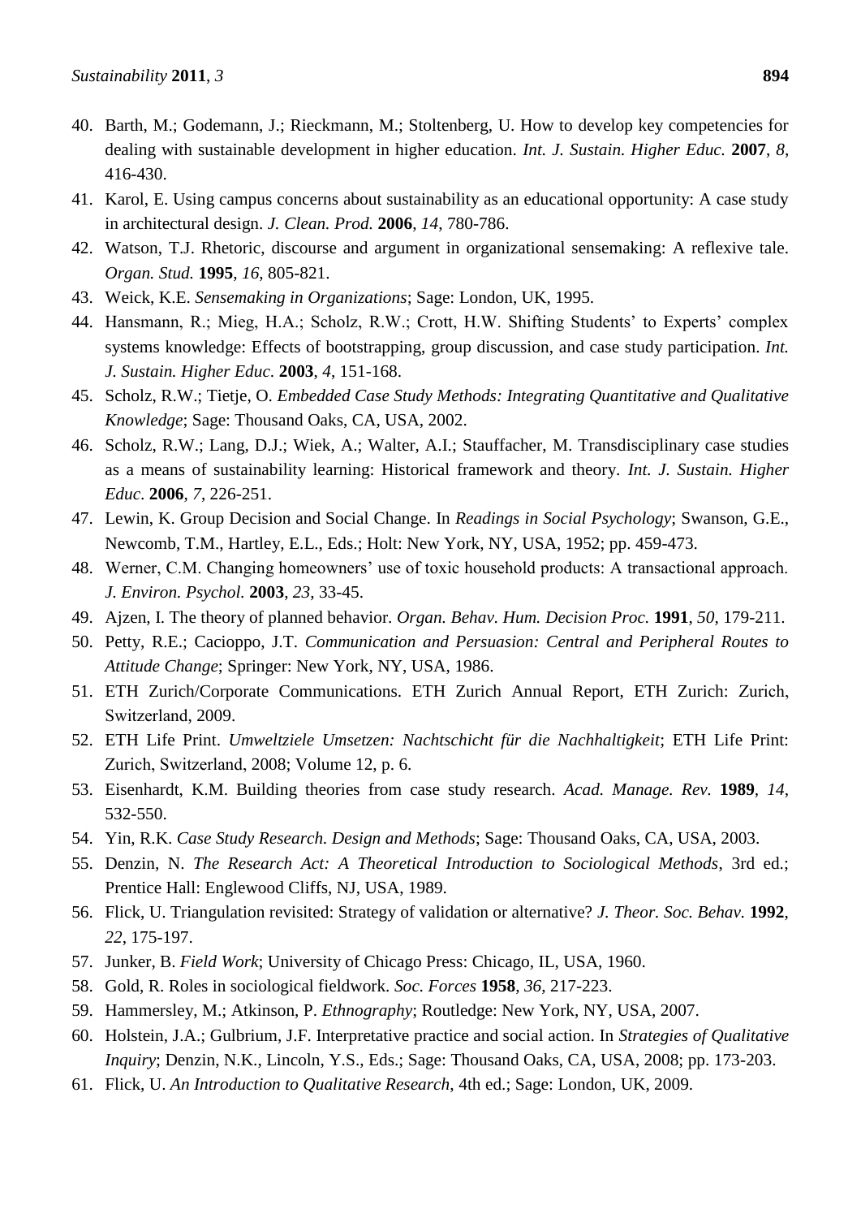40. Barth, M.; Godemann, J.; Rieckmann, M.; Stoltenberg, U. How to develop key competencies for dealing with sustainable development in higher education. *Int. J. Sustain. Higher Educ.* **2007**, *8*, 416-430.
41. Karol, E. Using campus concerns about sustainability as an educational opportunity: A case study in architectural design. *J. Clean. Prod.* **2006**, *14*, 780-786.
42. Watson, T.J. Rhetoric, discourse and argument in organizational sensemaking: A reflexive tale. *Organ. Stud.* **1995**, *16*, 805-821.
43. Weick, K.E. *Sensemaking in Organizations*; Sage: London, UK, 1995.
44. Hansmann, R.; Mieg, H.A.; Scholz, R.W.; Crott, H.W. Shifting Students' to Experts' complex systems knowledge: Effects of bootstrapping, group discussion, and case study participation. *Int. J. Sustain. Higher Educ.* **2003**, *4*, 151-168.
45. Scholz, R.W.; Tietje, O. *Embedded Case Study Methods: Integrating Quantitative and Qualitative Knowledge*; Sage: Thousand Oaks, CA, USA, 2002.
46. Scholz, R.W.; Lang, D.J.; Wiek, A.; Walter, A.I.; Stauffacher, M. Transdisciplinary case studies as a means of sustainability learning: Historical framework and theory. *Int. J. Sustain. Higher Educ.* **2006**, *7*, 226-251.
47. Lewin, K. Group Decision and Social Change. In *Readings in Social Psychology*; Swanson, G.E., Newcomb, T.M., Hartley, E.L., Eds.; Holt: New York, NY, USA, 1952; pp. 459-473.
48. Werner, C.M. Changing homeowners' use of toxic household products: A transactional approach. *J. Environ. Psychol.* **2003**, *23*, 33-45.
49. Ajzen, I. The theory of planned behavior. *Organ. Behav. Hum. Decision Proc.* **1991**, *50*, 179-211.
50. Petty, R.E.; Cacioppo, J.T. *Communication and Persuasion: Central and Peripheral Routes to Attitude Change*; Springer: New York, NY, USA, 1986.
51. ETH Zurich/Corporate Communications. ETH Zurich Annual Report, ETH Zurich: Zurich, Switzerland, 2009.
52. ETH Life Print. *Umweltziele Umsetzen: Nachtschicht für die Nachhaltigkeit*; ETH Life Print: Zurich, Switzerland, 2008; Volume 12, p. 6.
53. Eisenhardt, K.M. Building theories from case study research. *Acad. Manage. Rev.* **1989**, *14*, 532-550.
54. Yin, R.K. *Case Study Research. Design and Methods*; Sage: Thousand Oaks, CA, USA, 2003.
55. Denzin, N. *The Research Act: A Theoretical Introduction to Sociological Methods*, 3rd ed.; Prentice Hall: Englewood Cliffs, NJ, USA, 1989.
56. Flick, U. Triangulation revisited: Strategy of validation or alternative? *J. Theor. Soc. Behav.* **1992**, *22*, 175-197.
57. Junker, B. *Field Work*; University of Chicago Press: Chicago, IL, USA, 1960.
58. Gold, R. Roles in sociological fieldwork. *Soc. Forces* **1958**, *36*, 217-223.
59. Hammersley, M.; Atkinson, P. *Ethnography*; Routledge: New York, NY, USA, 2007.
60. Holstein, J.A.; Gulbrium, J.F. Interpretative practice and social action. In *Strategies of Qualitative Inquiry*; Denzin, N.K., Lincoln, Y.S., Eds.; Sage: Thousand Oaks, CA, USA, 2008; pp. 173-203.
61. Flick, U. *An Introduction to Qualitative Research*, 4th ed.; Sage: London, UK, 2009.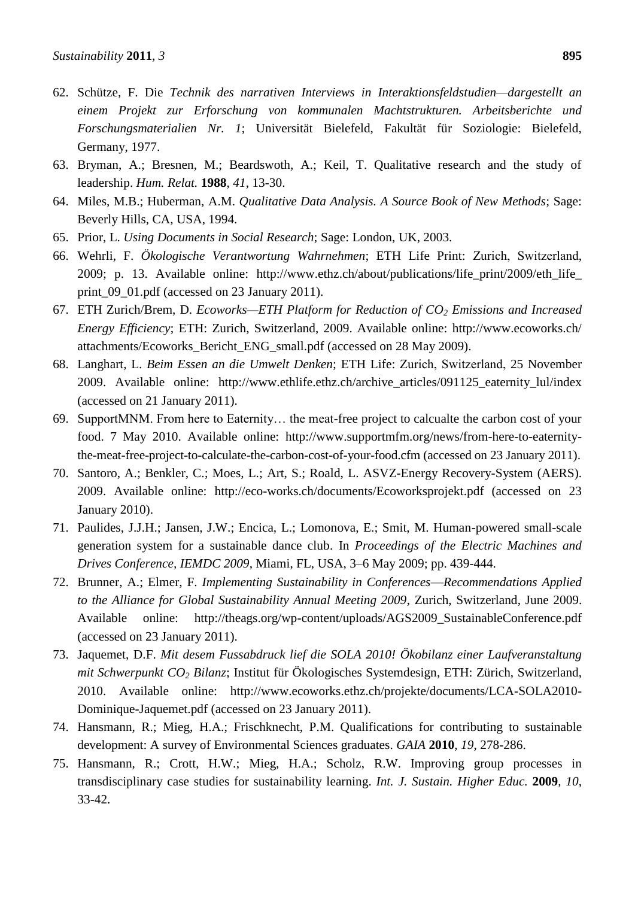62. Schütze, F. Die *Technik des narrativen Interviews in Interaktionsfeldstudien—dargestellt an einem Projekt zur Erforschung von kommunalen Machtstrukturen. Arbeitsberichte und Forschungsmaterialien Nr. 1*; Universität Bielefeld, Fakultät für Soziologie: Bielefeld, Germany, 1977.
63. Bryman, A.; Bresnen, M.; Beardswoth, A.; Keil, T. Qualitative research and the study of leadership. *Hum. Relat.* **1988**, *41*, 13-30.
64. Miles, M.B.; Huberman, A.M. *Qualitative Data Analysis. A Source Book of New Methods*; Sage: Beverly Hills, CA, USA, 1994.
65. Prior, L. *Using Documents in Social Research*; Sage: London, UK, 2003.
66. Wehrli, F. *Ökologische Verantwortung Wahrnehmen*; ETH Life Print: Zurich, Switzerland, 2009; p. 13. Available online: http://www.ethz.ch/about/publications/life_print/2009/eth_life_print_09_01.pdf (accessed on 23 January 2011).
67. ETH Zurich/Brem, D. *Ecoworks—ETH Platform for Reduction of $CO_2$ Emissions and Increased Energy Efficiency*; ETH: Zurich, Switzerland, 2009. Available online: http://www.ecoworks.ch/attachments/Ecoworks_Bericht_ENG_small.pdf (accessed on 28 May 2009).
68. Langhart, L. *Beim Essen an die Umwelt Denken*; ETH Life: Zurich, Switzerland, 25 November 2009. Available online: http://www.ethlife.ethz.ch/archive_articles/091125_eaternity_lul/index (accessed on 21 January 2011).
69. SupportMNM. From here to Eaternity… the meat-free project to calcualte the carbon cost of your food. 7 May 2010. Available online: http://www.supportmfm.org/news/from-here-to-eaternity-the-meat-free-project-to-calculate-the-carbon-cost-of-your-food.cfm (accessed on 23 January 2011).
70. Santoro, A.; Benkler, C.; Moes, L.; Art, S.; Roald, L. ASVZ-Energy Recovery-System (AERS). 2009. Available online: http://eco-works.ch/documents/Ecoworksprojekt.pdf (accessed on 23 January 2010).
71. Paulides, J.J.H.; Jansen, J.W.; Encica, L.; Lomonova, E.; Smit, M. Human-powered small-scale generation system for a sustainable dance club. In *Proceedings of the Electric Machines and Drives Conference, IEMDC 2009*, Miami, FL, USA, 3–6 May 2009; pp. 439-444.
72. Brunner, A.; Elmer, F. *Implementing Sustainability in Conferences—Recommendations Applied to the Alliance for Global Sustainability Annual Meeting 2009*, Zurich, Switzerland, June 2009. Available online: http://theags.org/wp-content/uploads/AGS2009_SustainableConference.pdf (accessed on 23 January 2011).
73. Jaquemet, D.F. *Mit desem Fussabdruck lief die SOLA 2010! Ökobilanz einer Laufveranstaltung mit Schwerpunkt $CO_2$ Bilanz*; Institut für Ökologisches Systemdesign, ETH: Zürich, Switzerland, 2010. Available online: http://www.ecoworks.ethz.ch/projekte/documents/LCA-SOLA2010-Dominique-Jaquemet.pdf (accessed on 23 January 2011).
74. Hansmann, R.; Mieg, H.A.; Frischknecht, P.M. Qualifications for contributing to sustainable development: A survey of Environmental Sciences graduates. *GAIA* **2010**, *19*, 278-286.
75. Hansmann, R.; Crott, H.W.; Mieg, H.A.; Scholz, R.W. Improving group processes in transdisciplinary case studies for sustainability learning. *Int. J. Sustain. Higher Educ.* **2009**, *10*, 33-42.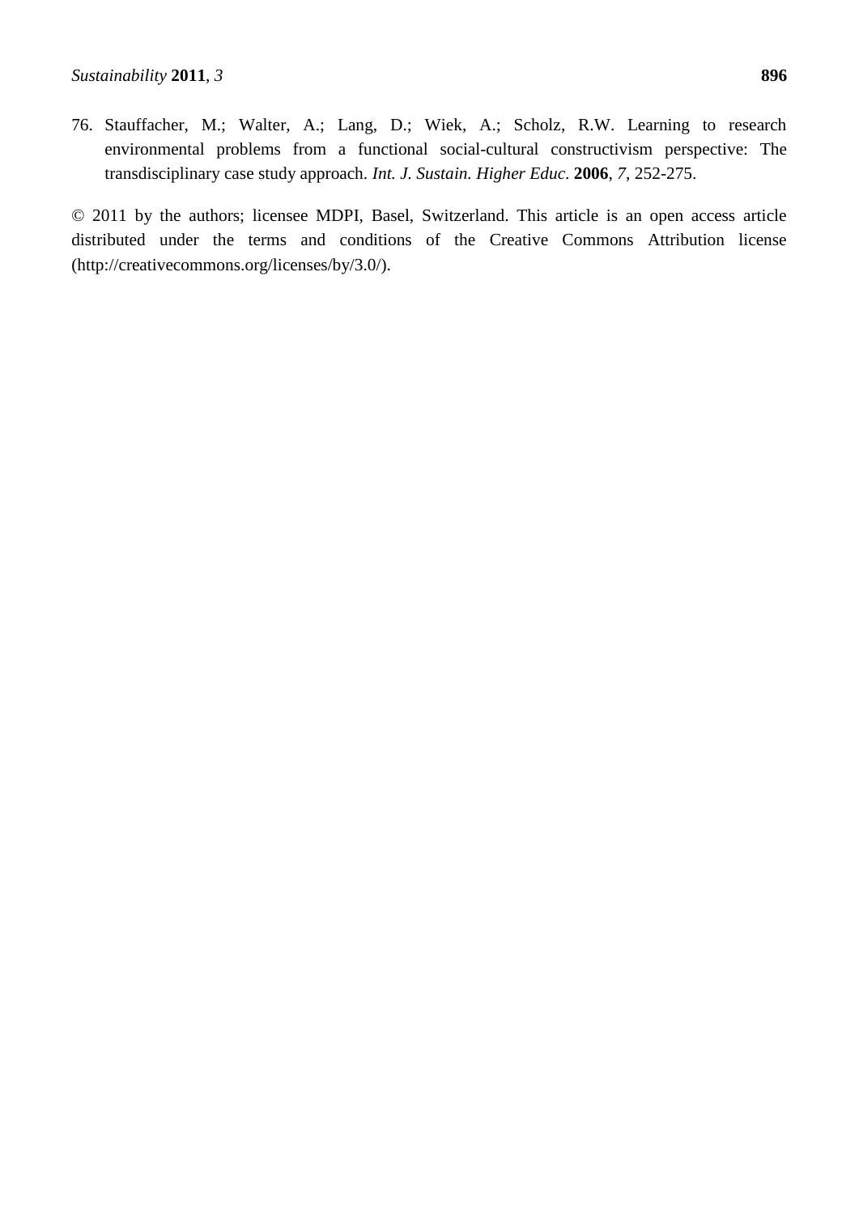76. Stauffacher, M.; Walter, A.; Lang, D.; Wiek, A.; Scholz, R.W. Learning to research environmental problems from a functional social-cultural constructivism perspective: The transdisciplinary case study approach. *Int. J. Sustain. Higher Educ.* **2006**, *7*, 252-275.

© 2011 by the authors; licensee MDPI, Basel, Switzerland. This article is an open access article distributed under the terms and conditions of the Creative Commons Attribution license (http://creativecommons.org/licenses/by/3.0/).